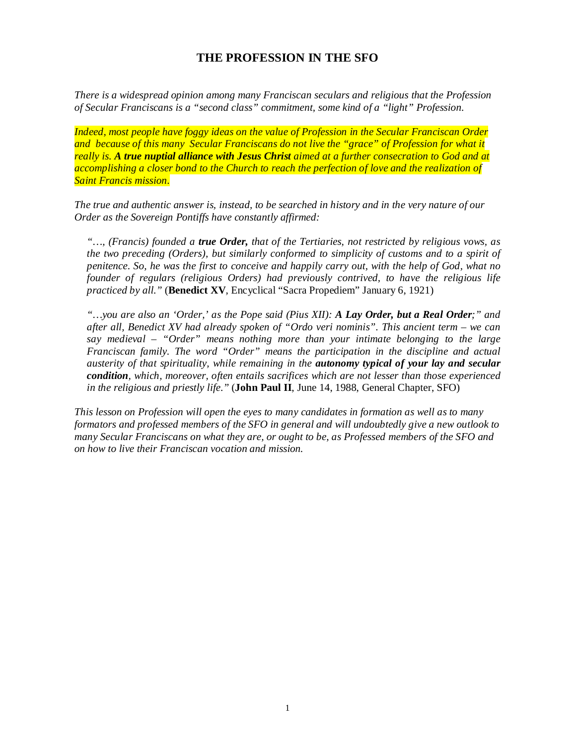# THE PROFESSION IN THE SFO

*There is a widespread opinion among many Franciscan seculars and religious that the Profession of Secular Franciscans is a "second class" commitment, some kind of a "light" Profession.*

*Indeed, most people have foggy ideas on the value of Profession in the Secular Franciscan Order and because of this many Secular Franciscans do not live the "grace" of Profession for what it really is.* ***A true nuptial alliance with Jesus Christ*** *aimed at a further consecration to God and at accomplishing a closer bond to the Church to reach the perfection of love and the realization of Saint Francis mission.*

*The true and authentic answer is, instead, to be searched in history and in the very nature of our Order as the Sovereign Pontiffs have constantly affirmed:*

> *"…, (Francis) founded a* ***true Order,*** *that of the Tertiaries, not restricted by religious vows, as the two preceding (Orders), but similarly conformed to simplicity of customs and to a spirit of penitence. So, he was the first to conceive and happily carry out, with the help of God, what no founder of regulars (religious Orders) had previously contrived, to have the religious life practiced by all."* (**Benedict XV**, Encyclical "Sacra Propediem" January 6, 1921)

> *"…you are also an 'Order,' as the Pope said (Pius XII):* ***A Lay Order, but a Real Order****;" and after all, Benedict XV had already spoken of "Ordo veri nominis". This ancient term – we can say medieval – "Order" means nothing more than your intimate belonging to the large Franciscan family. The word "Order" means the participation in the discipline and actual austerity of that spirituality, while remaining in the* ***autonomy typical of your lay and secular condition****, which, moreover, often entails sacrifices which are not lesser than those experienced in the religious and priestly life."* (**John Paul II**, June 14, 1988, General Chapter, SFO)

*This lesson on Profession will open the eyes to many candidates in formation as well as to many formators and professed members of the SFO in general and will undoubtedly give a new outlook to many Secular Franciscans on what they are, or ought to be, as Professed members of the SFO and on how to live their Franciscan vocation and mission.*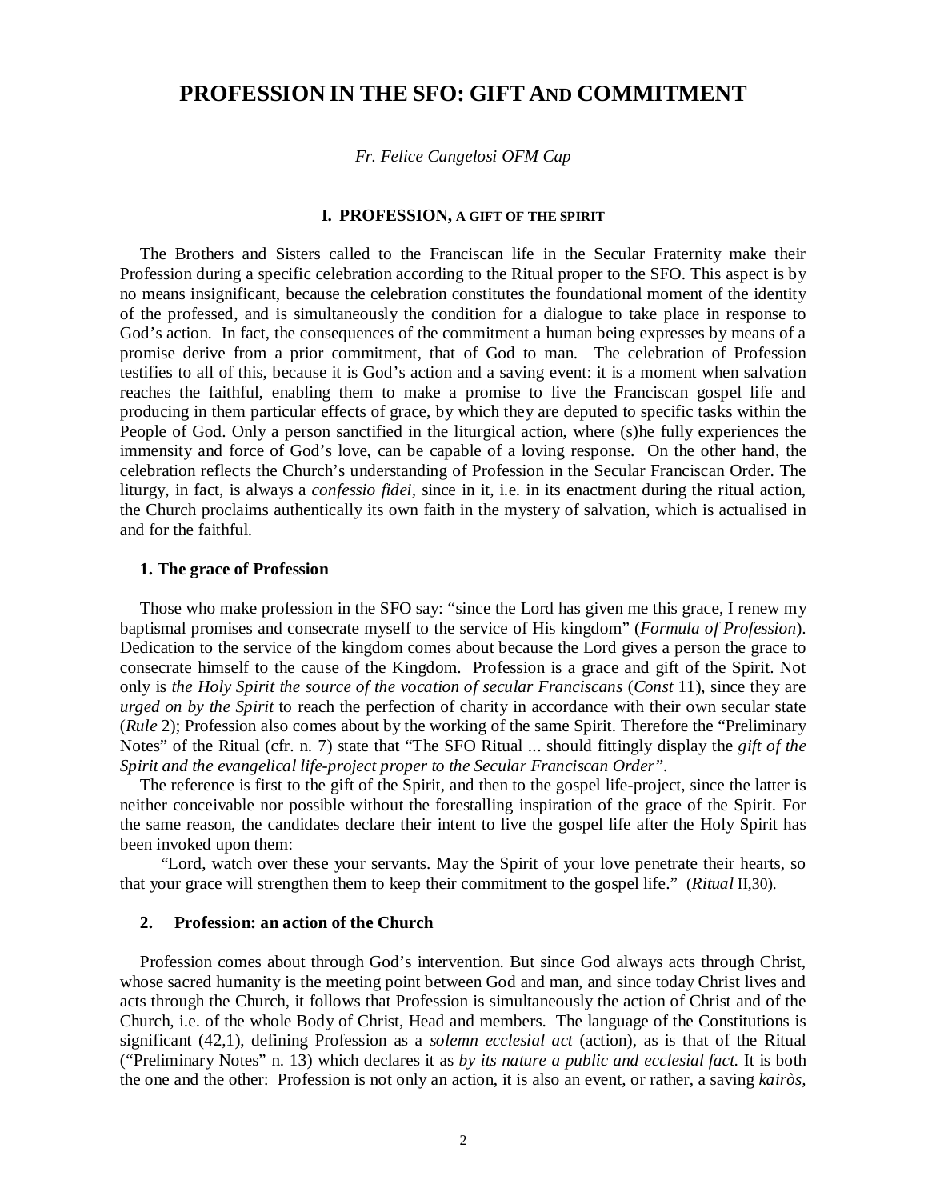# PROFESSION IN THE SFO: GIFT AND COMMITMENT

*Fr. Felice Cangelosi OFM Cap*

## I. PROFESSION, A GIFT OF THE SPIRIT

The Brothers and Sisters called to the Franciscan life in the Secular Fraternity make their Profession during a specific celebration according to the Ritual proper to the SFO. This aspect is by no means insignificant, because the celebration constitutes the foundational moment of the identity of the professed, and is simultaneously the condition for a dialogue to take place in response to God's action. In fact, the consequences of the commitment a human being expresses by means of a promise derive from a prior commitment, that of God to man. The celebration of Profession testifies to all of this, because it is God's action and a saving event: it is a moment when salvation reaches the faithful, enabling them to make a promise to live the Franciscan gospel life and producing in them particular effects of grace, by which they are deputed to specific tasks within the People of God. Only a person sanctified in the liturgical action, where (s)he fully experiences the immensity and force of God's love, can be capable of a loving response. On the other hand, the celebration reflects the Church's understanding of Profession in the Secular Franciscan Order. The liturgy, in fact, is always a *confessio fidei*, since in it, i.e. in its enactment during the ritual action, the Church proclaims authentically its own faith in the mystery of salvation, which is actualised in and for the faithful.

### 1. The grace of Profession

Those who make profession in the SFO say: "since the Lord has given me this grace, I renew my baptismal promises and consecrate myself to the service of His kingdom" (*Formula of Profession*). Dedication to the service of the kingdom comes about because the Lord gives a person the grace to consecrate himself to the cause of the Kingdom. Profession is a grace and gift of the Spirit. Not only is *the Holy Spirit the source of the vocation of secular Franciscans* (*Const* 11), since they are *urged on by the Spirit* to reach the perfection of charity in accordance with their own secular state (*Rule* 2); Profession also comes about by the working of the same Spirit. Therefore the "Preliminary Notes" of the Ritual (cfr. n. 7) state that "The SFO Ritual ... should fittingly display the *gift of the Spirit and the evangelical life-project proper to the Secular Franciscan Order*".

The reference is first to the gift of the Spirit, and then to the gospel life-project, since the latter is neither conceivable nor possible without the forestalling inspiration of the grace of the Spirit. For the same reason, the candidates declare their intent to live the gospel life after the Holy Spirit has been invoked upon them:

"Lord, watch over these your servants. May the Spirit of your love penetrate their hearts, so that your grace will strengthen them to keep their commitment to the gospel life." (*Ritual* II,30).

### 2. Profession: an action of the Church

Profession comes about through God's intervention. But since God always acts through Christ, whose sacred humanity is the meeting point between God and man, and since today Christ lives and acts through the Church, it follows that Profession is simultaneously the action of Christ and of the Church, i.e. of the whole Body of Christ, Head and members. The language of the Constitutions is significant (42,1), defining Profession as a *solemn ecclesial act* (action), as is that of the Ritual ("Preliminary Notes" n. 13) which declares it as *by its nature a public and ecclesial fact.* It is both the one and the other: Profession is not only an action, it is also an event, or rather, a saving *kairòs,*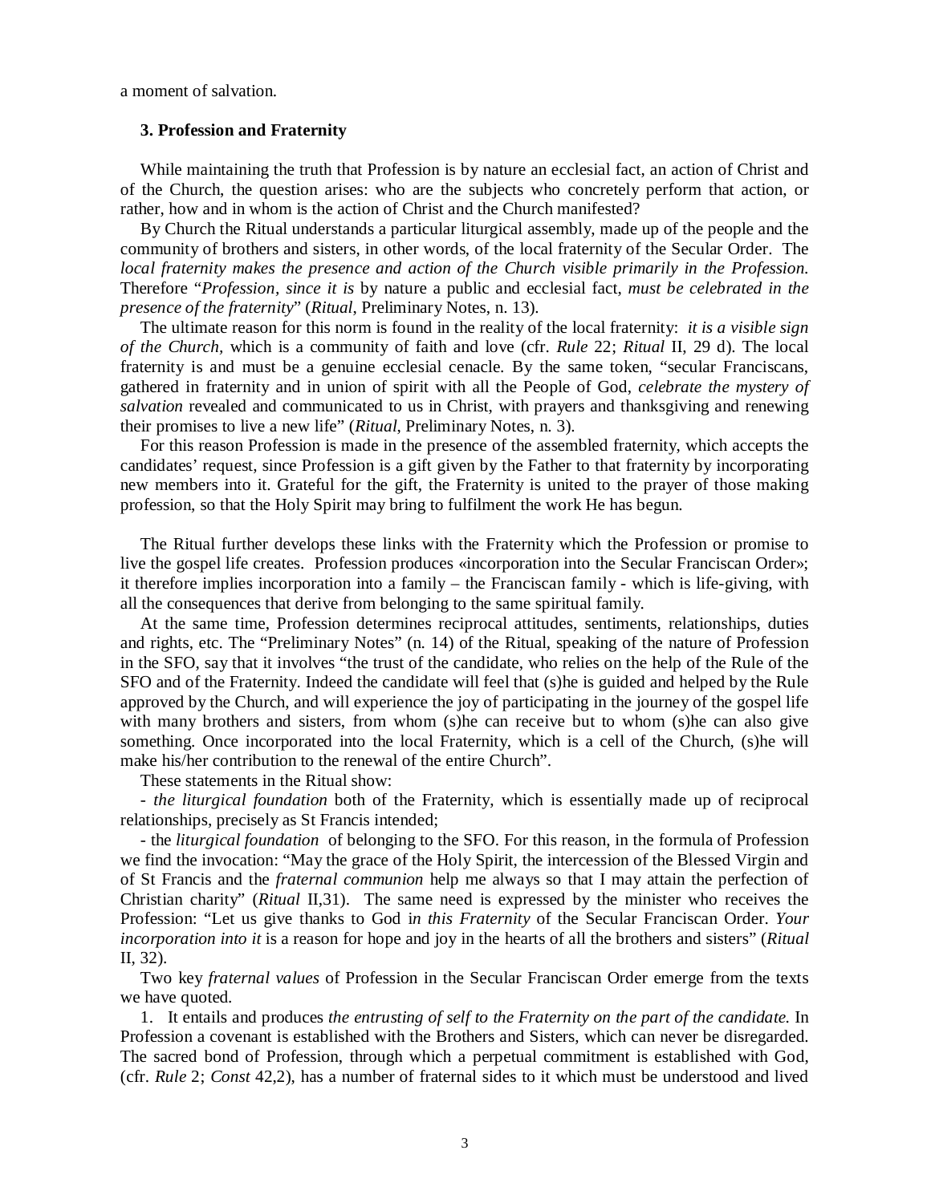a moment of salvation.

### 3. Profession and Fraternity

While maintaining the truth that Profession is by nature an ecclesial fact, an action of Christ and of the Church, the question arises: who are the subjects who concretely perform that action, or rather, how and in whom is the action of Christ and the Church manifested?

By Church the Ritual understands a particular liturgical assembly, made up of the people and the community of brothers and sisters, in other words, of the local fraternity of the Secular Order. The *local fraternity makes the presence and action of the Church visible primarily in the Profession*. Therefore "*Profession, since it is* by nature a public and ecclesial fact, *must be celebrated in the presence of the fraternity*" (*Ritual*, Preliminary Notes, n. 13).

The ultimate reason for this norm is found in the reality of the local fraternity: *it is a visible sign of the Church,* which is a community of faith and love (cfr. *Rule* 22; *Ritual* II, 29 d). The local fraternity is and must be a genuine ecclesial cenacle. By the same token, "secular Franciscans, gathered in fraternity and in union of spirit with all the People of God, *celebrate the mystery of salvation* revealed and communicated to us in Christ, with prayers and thanksgiving and renewing their promises to live a new life" (*Ritual*, Preliminary Notes, n. 3).

For this reason Profession is made in the presence of the assembled fraternity, which accepts the candidates' request, since Profession is a gift given by the Father to that fraternity by incorporating new members into it. Grateful for the gift, the Fraternity is united to the prayer of those making profession, so that the Holy Spirit may bring to fulfilment the work He has begun.

The Ritual further develops these links with the Fraternity which the Profession or promise to live the gospel life creates. Profession produces «incorporation into the Secular Franciscan Order»; it therefore implies incorporation into a family – the Franciscan family - which is life-giving, with all the consequences that derive from belonging to the same spiritual family.

At the same time, Profession determines reciprocal attitudes, sentiments, relationships, duties and rights, etc. The "Preliminary Notes" (n. 14) of the Ritual, speaking of the nature of Profession in the SFO, say that it involves "the trust of the candidate, who relies on the help of the Rule of the SFO and of the Fraternity. Indeed the candidate will feel that (s)he is guided and helped by the Rule approved by the Church, and will experience the joy of participating in the journey of the gospel life with many brothers and sisters, from whom (s)he can receive but to whom (s)he can also give something. Once incorporated into the local Fraternity, which is a cell of the Church, (s)he will make his/her contribution to the renewal of the entire Church".

These statements in the Ritual show:

- *the liturgical foundation* both of the Fraternity, which is essentially made up of reciprocal relationships, precisely as St Francis intended;

- the *liturgical foundation* of belonging to the SFO. For this reason, in the formula of Profession we find the invocation: "May the grace of the Holy Spirit, the intercession of the Blessed Virgin and of St Francis and the *fraternal communion* help me always so that I may attain the perfection of Christian charity" (*Ritual* II,31). The same need is expressed by the minister who receives the Profession: "Let us give thanks to God i*n this Fraternity* of the Secular Franciscan Order. *Your incorporation into it* is a reason for hope and joy in the hearts of all the brothers and sisters" (*Ritual* II, 32).

Two key *fraternal values* of Profession in the Secular Franciscan Order emerge from the texts we have quoted.

1. It entails and produces *the entrusting of self to the Fraternity on the part of the candidate.* In Profession a covenant is established with the Brothers and Sisters, which can never be disregarded. The sacred bond of Profession, through which a perpetual commitment is established with God, (cfr. *Rule* 2; *Const* 42,2), has a number of fraternal sides to it which must be understood and lived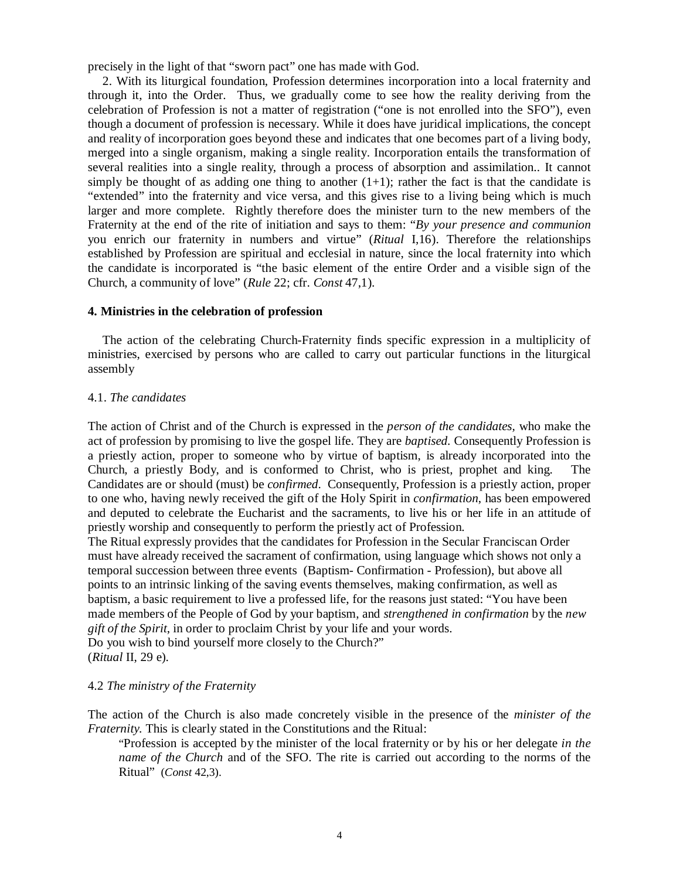precisely in the light of that "sworn pact" one has made with God.

2. With its liturgical foundation, Profession determines incorporation into a local fraternity and through it, into the Order. Thus, we gradually come to see how the reality deriving from the celebration of Profession is not a matter of registration ("one is not enrolled into the SFO"), even though a document of profession is necessary. While it does have juridical implications, the concept and reality of incorporation goes beyond these and indicates that one becomes part of a living body, merged into a single organism, making a single reality. Incorporation entails the transformation of several realities into a single reality, through a process of absorption and assimilation.. It cannot simply be thought of as adding one thing to another (1+1); rather the fact is that the candidate is "extended" into the fraternity and vice versa, and this gives rise to a living being which is much larger and more complete. Rightly therefore does the minister turn to the new members of the Fraternity at the end of the rite of initiation and says to them: "*By your presence and communion* you enrich our fraternity in numbers and virtue" (*Ritual* I,16). Therefore the relationships established by Profession are spiritual and ecclesial in nature, since the local fraternity into which the candidate is incorporated is "the basic element of the entire Order and a visible sign of the Church, a community of love" (*Rule* 22; cfr. *Const* 47,1).

## 4. Ministries in the celebration of profession

The action of the celebrating Church-Fraternity finds specific expression in a multiplicity of ministries, exercised by persons who are called to carry out particular functions in the liturgical assembly

### 4.1. *The candidates*

The action of Christ and of the Church is expressed in the *person of the candidates,* who make the act of profession by promising to live the gospel life. They are *baptised.* Consequently Profession is a priestly action, proper to someone who by virtue of baptism, is already incorporated into the Church, a priestly Body, and is conformed to Christ, who is priest, prophet and king. The Candidates are or should (must) be *confirmed*. Consequently, Profession is a priestly action, proper to one who, having newly received the gift of the Holy Spirit in *confirmation*, has been empowered and deputed to celebrate the Eucharist and the sacraments, to live his or her life in an attitude of priestly worship and consequently to perform the priestly act of Profession.

The Ritual expressly provides that the candidates for Profession in the Secular Franciscan Order must have already received the sacrament of confirmation, using language which shows not only a temporal succession between three events (Baptism- Confirmation - Profession), but above all points to an intrinsic linking of the saving events themselves, making confirmation, as well as baptism, a basic requirement to live a professed life, for the reasons just stated: "You have been made members of the People of God by your baptism, and *strengthened in confirmation* by the *new gift of the Spirit*, in order to proclaim Christ by your life and your words.
Do you wish to bind yourself more closely to the Church?"
(*Ritual* II, 29 e).

### 4.2 *The ministry of the Fraternity*

The action of the Church is also made concretely visible in the presence of the *minister of the Fraternity.* This is clearly stated in the Constitutions and the Ritual:

> "Profession is accepted by the minister of the local fraternity or by his or her delegate *in the name of the Church* and of the SFO. The rite is carried out according to the norms of the Ritual" (*Const* 42,3).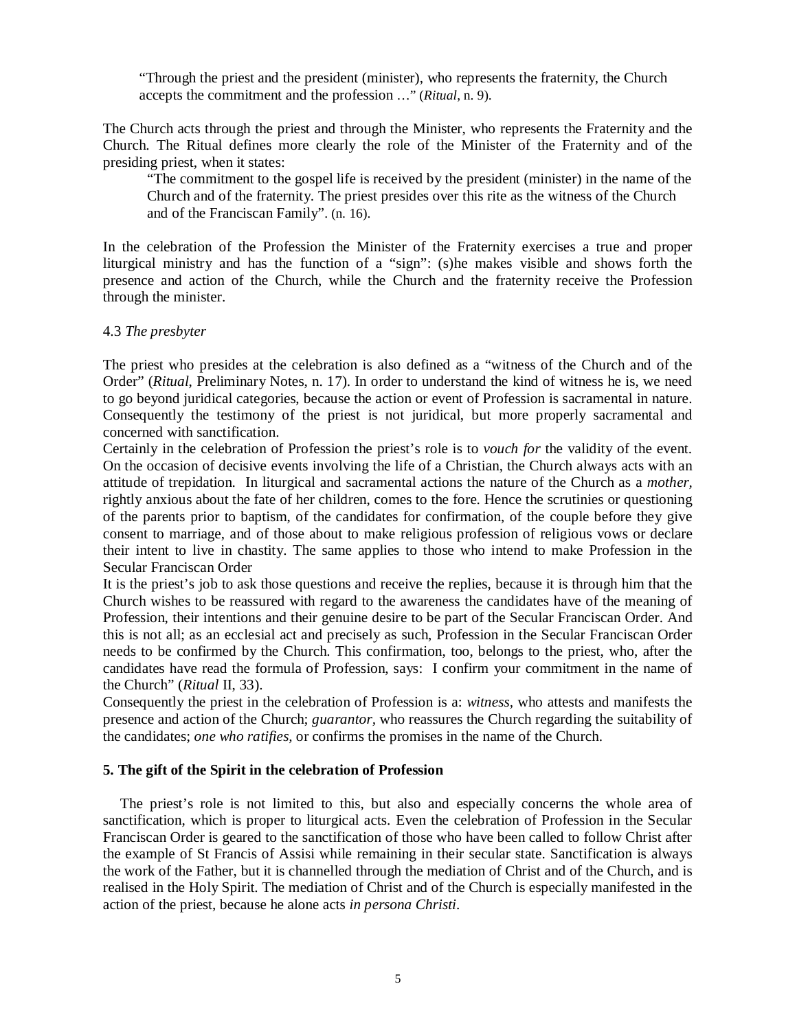> "Through the priest and the president (minister), who represents the fraternity, the Church accepts the commitment and the profession …" (*Ritual*, n. 9).

The Church acts through the priest and through the Minister, who represents the Fraternity and the Church. The Ritual defines more clearly the role of the Minister of the Fraternity and of the presiding priest, when it states:

> "The commitment to the gospel life is received by the president (minister) in the name of the Church and of the fraternity. The priest presides over this rite as the witness of the Church and of the Franciscan Family". (n. 16).

In the celebration of the Profession the Minister of the Fraternity exercises a true and proper liturgical ministry and has the function of a "sign": (s)he makes visible and shows forth the presence and action of the Church, while the Church and the fraternity receive the Profession through the minister.

### 4.3 *The presbyter*

The priest who presides at the celebration is also defined as a "witness of the Church and of the Order" (*Ritual*, Preliminary Notes, n. 17). In order to understand the kind of witness he is, we need to go beyond juridical categories, because the action or event of Profession is sacramental in nature. Consequently the testimony of the priest is not juridical, but more properly sacramental and concerned with sanctification.

Certainly in the celebration of Profession the priest's role is to *vouch for* the validity of the event. On the occasion of decisive events involving the life of a Christian, the Church always acts with an attitude of trepidation. In liturgical and sacramental actions the nature of the Church as a *mother,* rightly anxious about the fate of her children, comes to the fore. Hence the scrutinies or questioning of the parents prior to baptism, of the candidates for confirmation, of the couple before they give consent to marriage, and of those about to make religious profession of religious vows or declare their intent to live in chastity. The same applies to those who intend to make Profession in the Secular Franciscan Order

It is the priest's job to ask those questions and receive the replies, because it is through him that the Church wishes to be reassured with regard to the awareness the candidates have of the meaning of Profession, their intentions and their genuine desire to be part of the Secular Franciscan Order. And this is not all; as an ecclesial act and precisely as such, Profession in the Secular Franciscan Order needs to be confirmed by the Church. This confirmation, too, belongs to the priest, who, after the candidates have read the formula of Profession, says: I confirm your commitment in the name of the Church" (*Ritual* II, 33).

Consequently the priest in the celebration of Profession is a: *witness*, who attests and manifests the presence and action of the Church; *guarantor,* who reassures the Church regarding the suitability of the candidates; *one who ratifies,* or confirms the promises in the name of the Church.

## 5. The gift of the Spirit in the celebration of Profession

The priest's role is not limited to this, but also and especially concerns the whole area of sanctification, which is proper to liturgical acts. Even the celebration of Profession in the Secular Franciscan Order is geared to the sanctification of those who have been called to follow Christ after the example of St Francis of Assisi while remaining in their secular state. Sanctification is always the work of the Father, but it is channelled through the mediation of Christ and of the Church, and is realised in the Holy Spirit. The mediation of Christ and of the Church is especially manifested in the action of the priest, because he alone acts *in persona Christi*.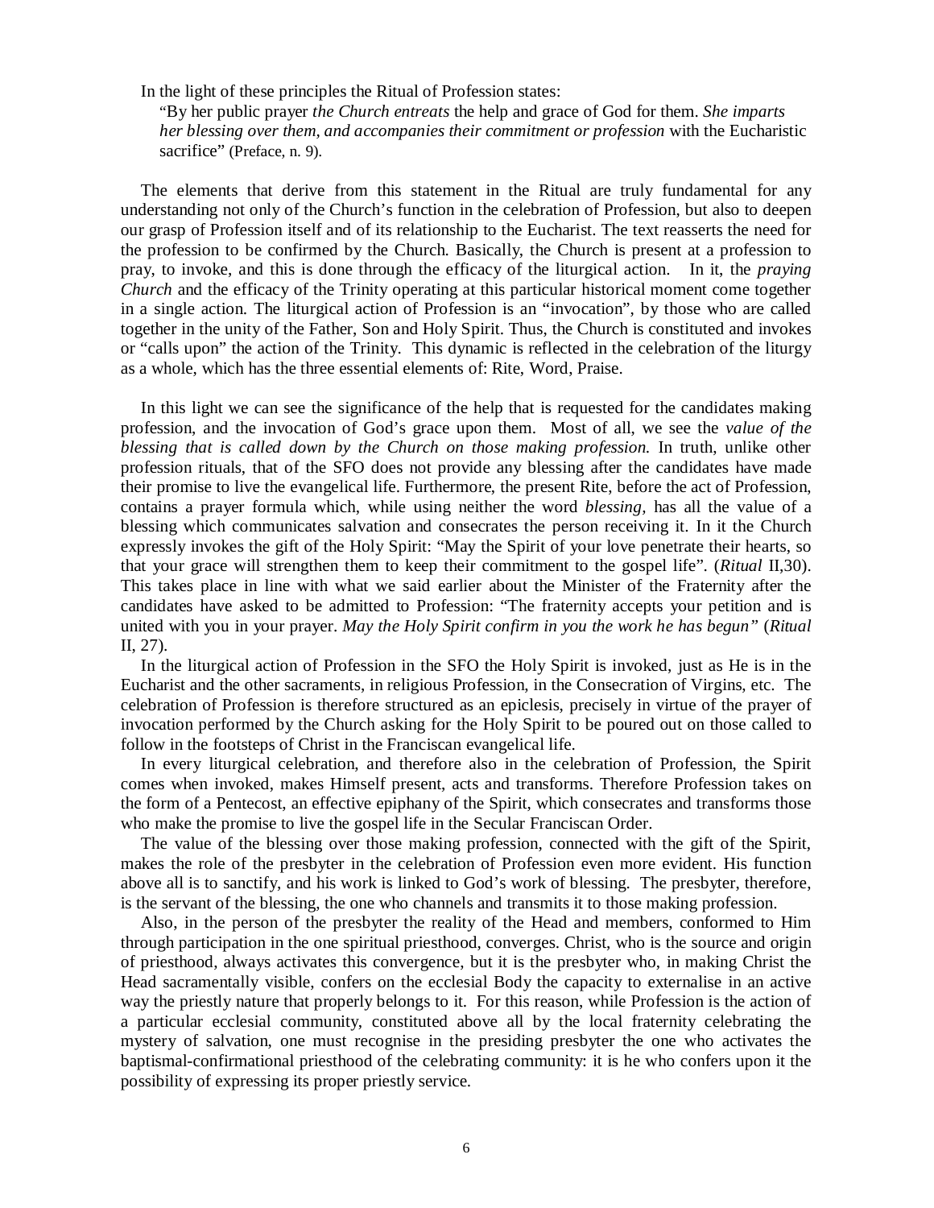In the light of these principles the Ritual of Profession states:

> "By her public prayer *the Church entreats* the help and grace of God for them. *She imparts her blessing over them, and accompanies their commitment or profession* with the Eucharistic sacrifice" (Preface, n. 9).

The elements that derive from this statement in the Ritual are truly fundamental for any understanding not only of the Church's function in the celebration of Profession, but also to deepen our grasp of Profession itself and of its relationship to the Eucharist. The text reasserts the need for the profession to be confirmed by the Church. Basically, the Church is present at a profession to pray, to invoke, and this is done through the efficacy of the liturgical action. In it, the *praying Church* and the efficacy of the Trinity operating at this particular historical moment come together in a single action. The liturgical action of Profession is an "invocation", by those who are called together in the unity of the Father, Son and Holy Spirit. Thus, the Church is constituted and invokes or "calls upon" the action of the Trinity. This dynamic is reflected in the celebration of the liturgy as a whole, which has the three essential elements of: Rite, Word, Praise.

In this light we can see the significance of the help that is requested for the candidates making profession, and the invocation of God's grace upon them. Most of all, we see the *value of the blessing that is called down by the Church on those making profession.* In truth, unlike other profession rituals, that of the SFO does not provide any blessing after the candidates have made their promise to live the evangelical life. Furthermore, the present Rite, before the act of Profession, contains a prayer formula which, while using neither the word *blessing,* has all the value of a blessing which communicates salvation and consecrates the person receiving it. In it the Church expressly invokes the gift of the Holy Spirit: "May the Spirit of your love penetrate their hearts, so that your grace will strengthen them to keep their commitment to the gospel life". (*Ritual* II,30). This takes place in line with what we said earlier about the Minister of the Fraternity after the candidates have asked to be admitted to Profession: "The fraternity accepts your petition and is united with you in your prayer. *May the Holy Spirit confirm in you the work he has begun"* (*Ritual* II, 27).

In the liturgical action of Profession in the SFO the Holy Spirit is invoked, just as He is in the Eucharist and the other sacraments, in religious Profession, in the Consecration of Virgins, etc. The celebration of Profession is therefore structured as an epiclesis, precisely in virtue of the prayer of invocation performed by the Church asking for the Holy Spirit to be poured out on those called to follow in the footsteps of Christ in the Franciscan evangelical life.

In every liturgical celebration, and therefore also in the celebration of Profession, the Spirit comes when invoked, makes Himself present, acts and transforms. Therefore Profession takes on the form of a Pentecost, an effective epiphany of the Spirit, which consecrates and transforms those who make the promise to live the gospel life in the Secular Franciscan Order.

The value of the blessing over those making profession, connected with the gift of the Spirit, makes the role of the presbyter in the celebration of Profession even more evident. His function above all is to sanctify, and his work is linked to God's work of blessing. The presbyter, therefore, is the servant of the blessing, the one who channels and transmits it to those making profession.

Also, in the person of the presbyter the reality of the Head and members, conformed to Him through participation in the one spiritual priesthood, converges. Christ, who is the source and origin of priesthood, always activates this convergence, but it is the presbyter who, in making Christ the Head sacramentally visible, confers on the ecclesial Body the capacity to externalise in an active way the priestly nature that properly belongs to it. For this reason, while Profession is the action of a particular ecclesial community, constituted above all by the local fraternity celebrating the mystery of salvation, one must recognise in the presiding presbyter the one who activates the baptismal-confirmational priesthood of the celebrating community: it is he who confers upon it the possibility of expressing its proper priestly service.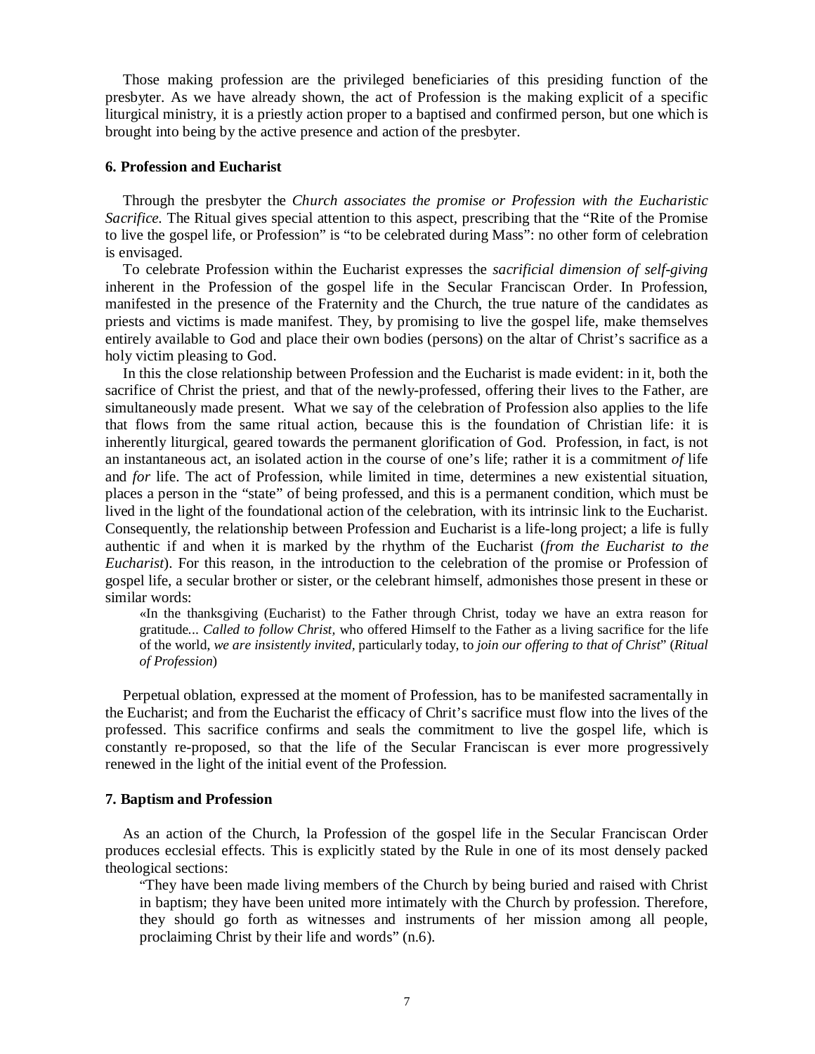Those making profession are the privileged beneficiaries of this presiding function of the presbyter. As we have already shown, the act of Profession is the making explicit of a specific liturgical ministry, it is a priestly action proper to a baptised and confirmed person, but one which is brought into being by the active presence and action of the presbyter.

**6. Profession and Eucharist**

Through the presbyter the *Church associates the promise or Profession with the Eucharistic Sacrifice.* The Ritual gives special attention to this aspect, prescribing that the "Rite of the Promise to live the gospel life, or Profession" is "to be celebrated during Mass": no other form of celebration is envisaged.

To celebrate Profession within the Eucharist expresses the *sacrificial dimension of self-giving* inherent in the Profession of the gospel life in the Secular Franciscan Order. In Profession, manifested in the presence of the Fraternity and the Church, the true nature of the candidates as priests and victims is made manifest. They, by promising to live the gospel life, make themselves entirely available to God and place their own bodies (persons) on the altar of Christ's sacrifice as a holy victim pleasing to God.

In this the close relationship between Profession and the Eucharist is made evident: in it, both the sacrifice of Christ the priest, and that of the newly-professed, offering their lives to the Father, are simultaneously made present. What we say of the celebration of Profession also applies to the life that flows from the same ritual action, because this is the foundation of Christian life: it is inherently liturgical, geared towards the permanent glorification of God. Profession, in fact, is not an instantaneous act, an isolated action in the course of one's life; rather it is a commitment *of* life and *for* life. The act of Profession, while limited in time, determines a new existential situation, places a person in the "state" of being professed, and this is a permanent condition, which must be lived in the light of the foundational action of the celebration, with its intrinsic link to the Eucharist. Consequently, the relationship between Profession and Eucharist is a life-long project; a life is fully authentic if and when it is marked by the rhythm of the Eucharist (*from the Eucharist to the Eucharist*). For this reason, in the introduction to the celebration of the promise or Profession of gospel life, a secular brother or sister, or the celebrant himself, admonishes those present in these or similar words:

> «In the thanksgiving (Eucharist) to the Father through Christ, today we have an extra reason for gratitude... *Called to follow Christ,* who offered Himself to the Father as a living sacrifice for the life of the world, *we are insistently invited,* particularly today, to *join our offering to that of Christ*" (*Ritual of Profession*)

Perpetual oblation, expressed at the moment of Profession, has to be manifested sacramentally in the Eucharist; and from the Eucharist the efficacy of Chrit's sacrifice must flow into the lives of the professed. This sacrifice confirms and seals the commitment to live the gospel life, which is constantly re-proposed, so that the life of the Secular Franciscan is ever more progressively renewed in the light of the initial event of the Profession.

**7. Baptism and Profession**

As an action of the Church, la Profession of the gospel life in the Secular Franciscan Order produces ecclesial effects. This is explicitly stated by the Rule in one of its most densely packed theological sections:

> "They have been made living members of the Church by being buried and raised with Christ in baptism; they have been united more intimately with the Church by profession. Therefore, they should go forth as witnesses and instruments of her mission among all people, proclaiming Christ by their life and words" (n.6).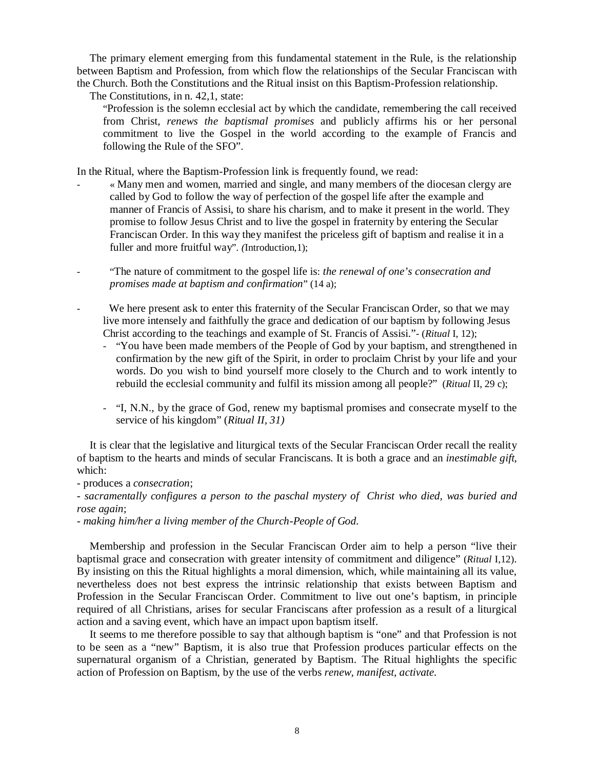The primary element emerging from this fundamental statement in the Rule, is the relationship between Baptism and Profession, from which flow the relationships of the Secular Franciscan with the Church. Both the Constitutions and the Ritual insist on this Baptism-Profession relationship.

The Constitutions, in n. 42,1, state:

> "Profession is the solemn ecclesial act by which the candidate, remembering the call received from Christ, *renews the baptismal promises* and publicly affirms his or her personal commitment to live the Gospel in the world according to the example of Francis and following the Rule of the SFO".

In the Ritual, where the Baptism-Profession link is frequently found, we read:

- « Many men and women, married and single, and many members of the diocesan clergy are called by God to follow the way of perfection of the gospel life after the example and manner of Francis of Assisi, to share his charism, and to make it present in the world. They promise to follow Jesus Christ and to live the gospel in fraternity by entering the Secular Franciscan Order. In this way they manifest the priceless gift of baptism and realise it in a fuller and more fruitful way". *(*Introduction,1);
- "The nature of commitment to the gospel life is: *the renewal of one's consecration and promises made at baptism and confirmation*" (14 a);
- We here present ask to enter this fraternity of the Secular Franciscan Order, so that we may live more intensely and faithfully the grace and dedication of our baptism by following Jesus Christ according to the teachings and example of St. Francis of Assisi."- (*Ritual* I, 12);
  - "You have been made members of the People of God by your baptism, and strengthened in confirmation by the new gift of the Spirit, in order to proclaim Christ by your life and your words. Do you wish to bind yourself more closely to the Church and to work intently to rebuild the ecclesial community and fulfil its mission among all people?" (*Ritual* II, 29 c);
  - "I, N.N., by the grace of God, renew my baptismal promises and consecrate myself to the service of his kingdom" (*Ritual II, 31)*

It is clear that the legislative and liturgical texts of the Secular Franciscan Order recall the reality of baptism to the hearts and minds of secular Franciscans. It is both a grace and an *inestimable gift*, which:

- produces a *consecration*;
- *sacramentally configures a person to the paschal mystery of Christ who died, was buried and rose again*;
- *making him/her a living member of the Church-People of God*.

Membership and profession in the Secular Franciscan Order aim to help a person "live their baptismal grace and consecration with greater intensity of commitment and diligence" (*Ritual* I,12). By insisting on this the Ritual highlights a moral dimension, which, while maintaining all its value, nevertheless does not best express the intrinsic relationship that exists between Baptism and Profession in the Secular Franciscan Order. Commitment to live out one's baptism, in principle required of all Christians, arises for secular Franciscans after profession as a result of a liturgical action and a saving event, which have an impact upon baptism itself.

It seems to me therefore possible to say that although baptism is "one" and that Profession is not to be seen as a "new" Baptism, it is also true that Profession produces particular effects on the supernatural organism of a Christian, generated by Baptism. The Ritual highlights the specific action of Profession on Baptism, by the use of the verbs *renew*, *manifest, activate*.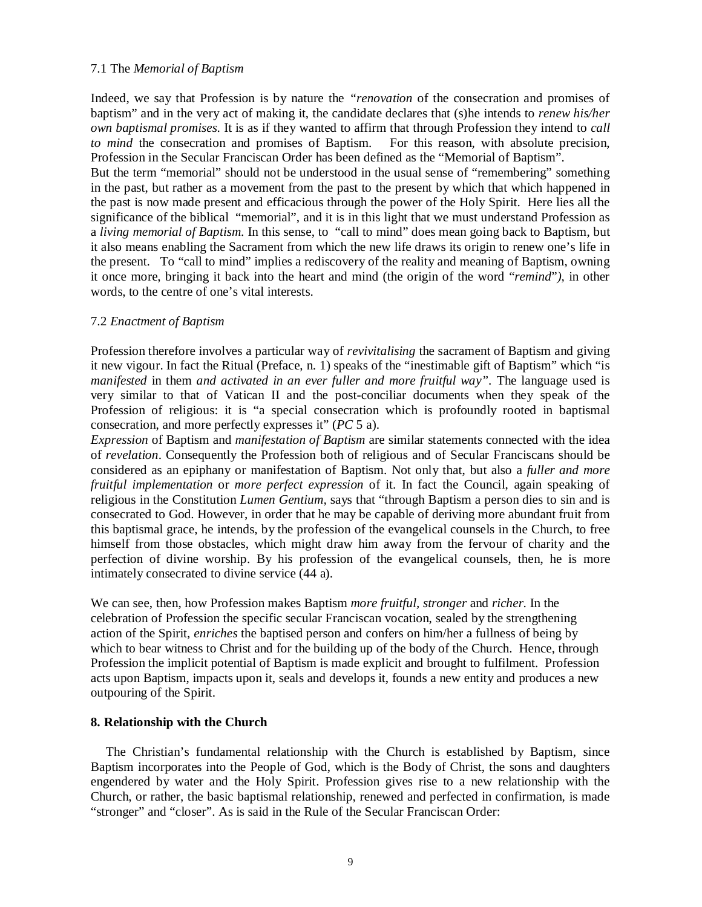### 7.1 The *Memorial of Baptism*

Indeed, we say that Profession is by nature the *"renovation* of the consecration and promises of baptism" and in the very act of making it, the candidate declares that (s)he intends to *renew his/her own baptismal promises.* It is as if they wanted to affirm that through Profession they intend to *call to mind* the consecration and promises of Baptism. For this reason, with absolute precision, Profession in the Secular Franciscan Order has been defined as the "Memorial of Baptism".

But the term "memorial" should not be understood in the usual sense of "remembering" something in the past, but rather as a movement from the past to the present by which that which happened in the past is now made present and efficacious through the power of the Holy Spirit. Here lies all the significance of the biblical "memorial", and it is in this light that we must understand Profession as a *living memorial of Baptism.* In this sense, to "call to mind" does mean going back to Baptism, but it also means enabling the Sacrament from which the new life draws its origin to renew one's life in the present. To "call to mind" implies a rediscovery of the reality and meaning of Baptism, owning it once more, bringing it back into the heart and mind (the origin of the word "*remind*"*)*, in other words, to the centre of one's vital interests.

### 7.2 *Enactment of Baptism*

Profession therefore involves a particular way of *revivitalising* the sacrament of Baptism and giving it new vigour. In fact the Ritual (Preface, n. 1) speaks of the "inestimable gift of Baptism" which "is *manifested* in them *and activated in an ever fuller and more fruitful way"*. The language used is very similar to that of Vatican II and the post-conciliar documents when they speak of the Profession of religious: it is "a special consecration which is profoundly rooted in baptismal consecration, and more perfectly expresses it" (*PC* 5 a).

*Expression* of Baptism and *manifestation of Baptism* are similar statements connected with the idea of *revelation*. Consequently the Profession both of religious and of Secular Franciscans should be considered as an epiphany or manifestation of Baptism. Not only that, but also a *fuller and more fruitful implementation* or *more perfect expression* of it. In fact the Council, again speaking of religious in the Constitution *Lumen Gentium,* says that "through Baptism a person dies to sin and is consecrated to God. However, in order that he may be capable of deriving more abundant fruit from this baptismal grace, he intends, by the profession of the evangelical counsels in the Church, to free himself from those obstacles, which might draw him away from the fervour of charity and the perfection of divine worship. By his profession of the evangelical counsels, then, he is more intimately consecrated to divine service (44 a).

We can see, then, how Profession makes Baptism *more fruitful, stronger* and *richer.* In the celebration of Profession the specific secular Franciscan vocation, sealed by the strengthening action of the Spirit, *enriches* the baptised person and confers on him/her a fullness of being by which to bear witness to Christ and for the building up of the body of the Church. Hence, through Profession the implicit potential of Baptism is made explicit and brought to fulfilment. Profession acts upon Baptism, impacts upon it, seals and develops it, founds a new entity and produces a new outpouring of the Spirit.

## 8. Relationship with the Church

The Christian's fundamental relationship with the Church is established by Baptism, since Baptism incorporates into the People of God, which is the Body of Christ, the sons and daughters engendered by water and the Holy Spirit. Profession gives rise to a new relationship with the Church, or rather, the basic baptismal relationship, renewed and perfected in confirmation, is made "stronger" and "closer". As is said in the Rule of the Secular Franciscan Order: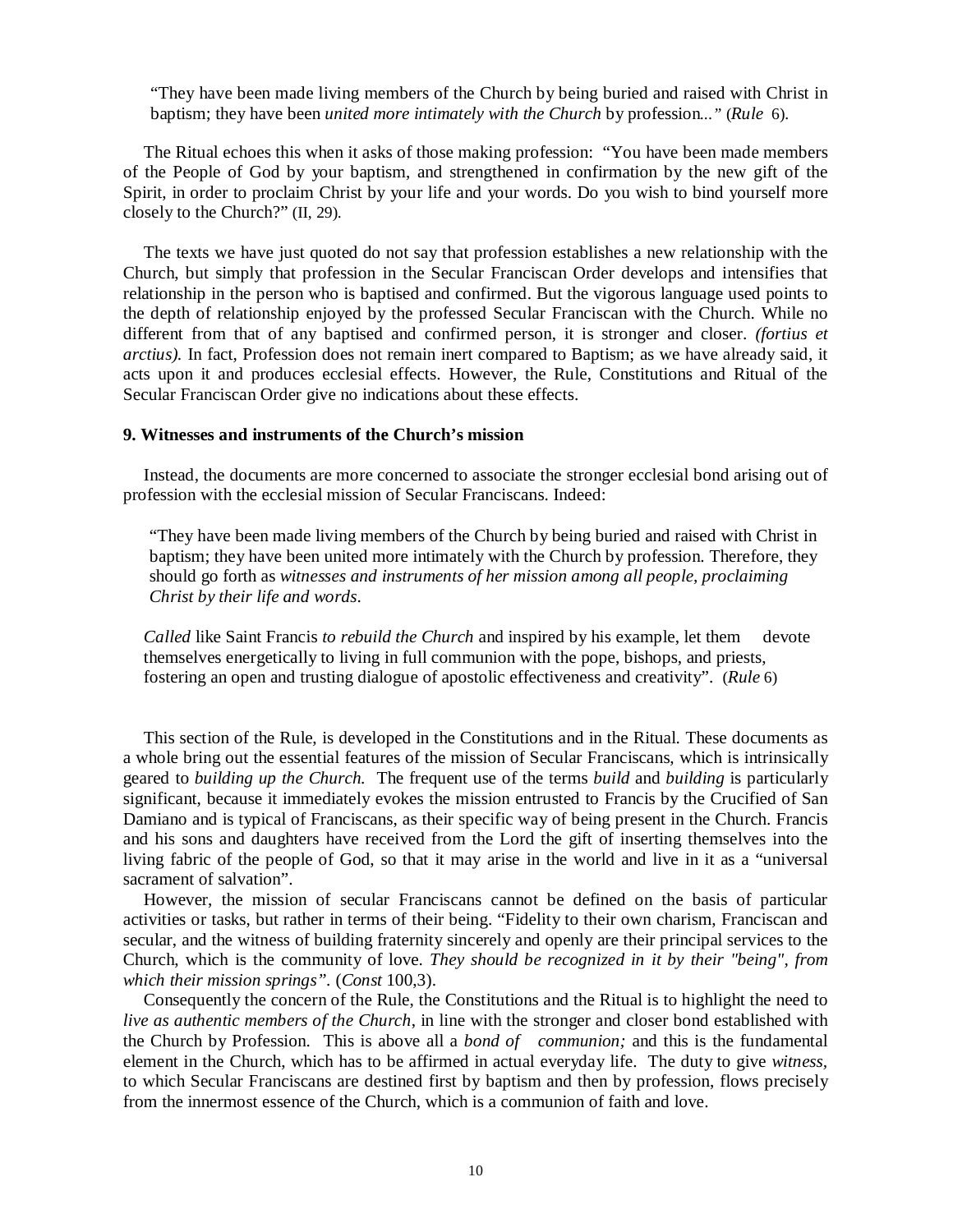> "They have been made living members of the Church by being buried and raised with Christ in baptism; they have been *united more intimately with the Church* by profession..." (*Rule* 6).

The Ritual echoes this when it asks of those making profession: "You have been made members of the People of God by your baptism, and strengthened in confirmation by the new gift of the Spirit, in order to proclaim Christ by your life and your words. Do you wish to bind yourself more closely to the Church?" (II, 29).

The texts we have just quoted do not say that profession establishes a new relationship with the Church, but simply that profession in the Secular Franciscan Order develops and intensifies that relationship in the person who is baptised and confirmed. But the vigorous language used points to the depth of relationship enjoyed by the professed Secular Franciscan with the Church. While no different from that of any baptised and confirmed person, it is stronger and closer. *(fortius et arctius).* In fact, Profession does not remain inert compared to Baptism; as we have already said, it acts upon it and produces ecclesial effects. However, the Rule, Constitutions and Ritual of the Secular Franciscan Order give no indications about these effects.

### 9. Witnesses and instruments of the Church's mission

Instead, the documents are more concerned to associate the stronger ecclesial bond arising out of profession with the ecclesial mission of Secular Franciscans. Indeed:

> "They have been made living members of the Church by being buried and raised with Christ in baptism; they have been united more intimately with the Church by profession. Therefore, they should go forth as *witnesses and instruments of her mission among all people, proclaiming Christ by their life and words*.
>
> *Called* like Saint Francis *to rebuild the Church* and inspired by his example, let them devote themselves energetically to living in full communion with the pope, bishops, and priests, fostering an open and trusting dialogue of apostolic effectiveness and creativity". (*Rule* 6)

This section of the Rule, is developed in the Constitutions and in the Ritual. These documents as a whole bring out the essential features of the mission of Secular Franciscans, which is intrinsically geared to *building up the Church.* The frequent use of the terms *build* and *building* is particularly significant, because it immediately evokes the mission entrusted to Francis by the Crucified of San Damiano and is typical of Franciscans, as their specific way of being present in the Church. Francis and his sons and daughters have received from the Lord the gift of inserting themselves into the living fabric of the people of God, so that it may arise in the world and live in it as a "universal sacrament of salvation".

However, the mission of secular Franciscans cannot be defined on the basis of particular activities or tasks, but rather in terms of their being. "Fidelity to their own charism, Franciscan and secular, and the witness of building fraternity sincerely and openly are their principal services to the Church, which is the community of love. *They should be recognized in it by their "being", from which their mission springs"*. (*Const* 100,3).

Consequently the concern of the Rule, the Constitutions and the Ritual is to highlight the need to *live as authentic members of the Church*, in line with the stronger and closer bond established with the Church by Profession. This is above all a *bond of communion;* and this is the fundamental element in the Church, which has to be affirmed in actual everyday life. The duty to give *witness,* to which Secular Franciscans are destined first by baptism and then by profession, flows precisely from the innermost essence of the Church, which is a communion of faith and love.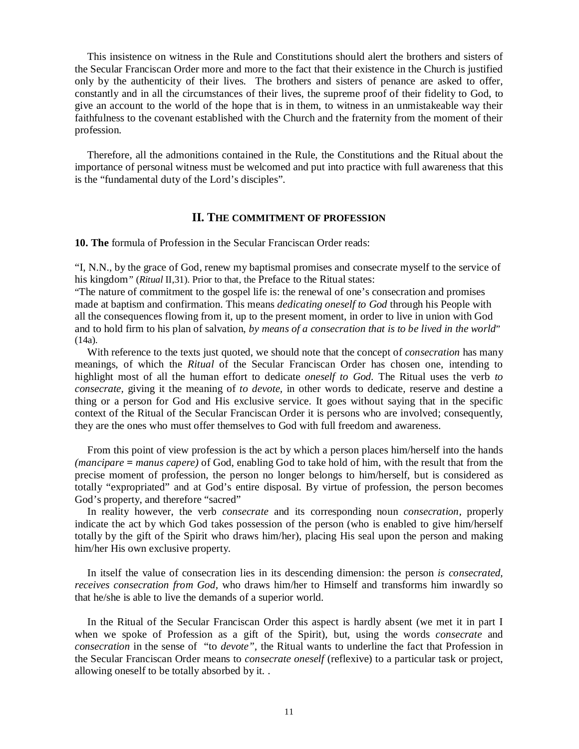This insistence on witness in the Rule and Constitutions should alert the brothers and sisters of the Secular Franciscan Order more and more to the fact that their existence in the Church is justified only by the authenticity of their lives. The brothers and sisters of penance are asked to offer, constantly and in all the circumstances of their lives, the supreme proof of their fidelity to God, to give an account to the world of the hope that is in them, to witness in an unmistakeable way their faithfulness to the covenant established with the Church and the fraternity from the moment of their profession.

Therefore, all the admonitions contained in the Rule, the Constitutions and the Ritual about the importance of personal witness must be welcomed and put into practice with full awareness that this is the "fundamental duty of the Lord's disciples".

## II. THE COMMITMENT OF PROFESSION

**10. The** formula of Profession in the Secular Franciscan Order reads:

"I, N.N., by the grace of God, renew my baptismal promises and consecrate myself to the service of his kingdom" (*Ritual* II,31). Prior to that, the Preface to the Ritual states:
"The nature of commitment to the gospel life is: the renewal of one's consecration and promises made at baptism and confirmation. This means *dedicating oneself to God* through his People with all the consequences flowing from it, up to the present moment, in order to live in union with God and to hold firm to his plan of salvation, *by means of a consecration that is to be lived in the world*" (14a).

With reference to the texts just quoted, we should note that the concept of *consecration* has many meanings, of which the *Ritual* of the Secular Franciscan Order has chosen one, intending to highlight most of all the human effort to dedicate *oneself to God*. The Ritual uses the verb *to consecrate,* giving it the meaning of *to devote,* in other words to dedicate, reserve and destine a thing or a person for God and His exclusive service. It goes without saying that in the specific context of the Ritual of the Secular Franciscan Order it is persons who are involved; consequently, they are the ones who must offer themselves to God with full freedom and awareness.

From this point of view profession is the act by which a person places him/herself into the hands *(mancipare = manus capere)* of God, enabling God to take hold of him, with the result that from the precise moment of profession, the person no longer belongs to him/herself, but is considered as totally "expropriated" and at God's entire disposal. By virtue of profession, the person becomes God's property, and therefore "sacred"

In reality however, the verb *consecrate* and its corresponding noun *consecration,* properly indicate the act by which God takes possession of the person (who is enabled to give him/herself totally by the gift of the Spirit who draws him/her), placing His seal upon the person and making him/her His own exclusive property.

In itself the value of consecration lies in its descending dimension: the person *is consecrated, receives consecration from God*, who draws him/her to Himself and transforms him inwardly so that he/she is able to live the demands of a superior world.

In the Ritual of the Secular Franciscan Order this aspect is hardly absent (we met it in part I when we spoke of Profession as a gift of the Spirit), but, using the words *consecrate* and *consecration* in the sense of "to *devote"*, the Ritual wants to underline the fact that Profession in the Secular Franciscan Order means to *consecrate oneself* (reflexive) to a particular task or project, allowing oneself to be totally absorbed by it. .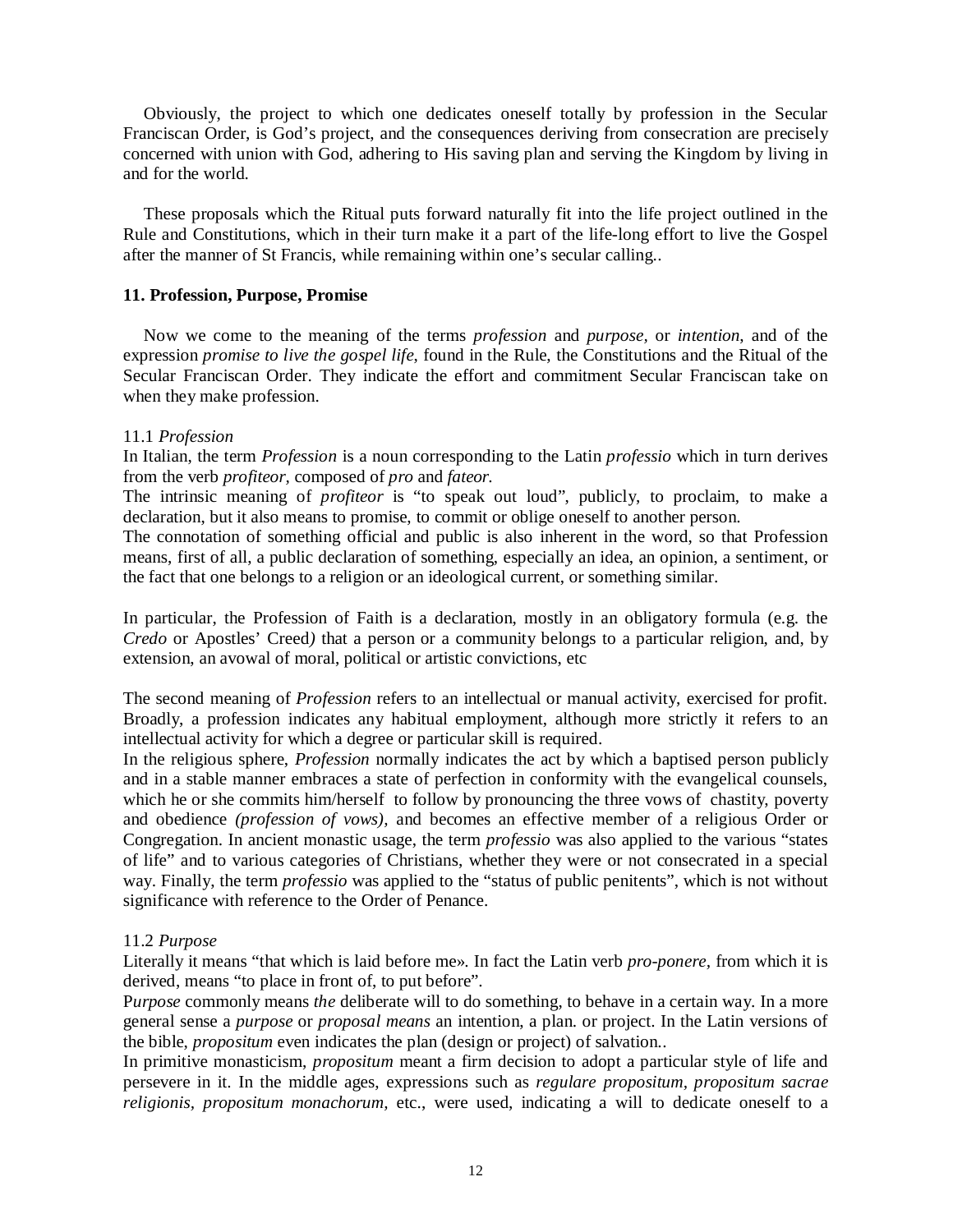Obviously, the project to which one dedicates oneself totally by profession in the Secular Franciscan Order, is God's project, and the consequences deriving from consecration are precisely concerned with union with God, adhering to His saving plan and serving the Kingdom by living in and for the world.

These proposals which the Ritual puts forward naturally fit into the life project outlined in the Rule and Constitutions, which in their turn make it a part of the life-long effort to live the Gospel after the manner of St Francis, while remaining within one's secular calling..

### 11. Profession, Purpose, Promise

Now we come to the meaning of the terms *profession* and *purpose*, or *intention*, and of the expression *promise to live the gospel life*, found in the Rule, the Constitutions and the Ritual of the Secular Franciscan Order. They indicate the effort and commitment Secular Franciscan take on when they make profession.

#### 11.1 *Profession*

In Italian, the term *Profession* is a noun corresponding to the Latin *professio* which in turn derives from the verb *profiteor*, composed of *pro* and *fateor.*
The intrinsic meaning of *profiteor* is "to speak out loud", publicly, to proclaim, to make a declaration, but it also means to promise, to commit or oblige oneself to another person.
The connotation of something official and public is also inherent in the word, so that Profession means, first of all, a public declaration of something, especially an idea, an opinion, a sentiment, or the fact that one belongs to a religion or an ideological current, or something similar.

In particular, the Profession of Faith is a declaration, mostly in an obligatory formula (e.g. the *Credo* or Apostles' Creed*)* that a person or a community belongs to a particular religion, and, by extension, an avowal of moral, political or artistic convictions, etc

The second meaning of *Profession* refers to an intellectual or manual activity, exercised for profit. Broadly, a profession indicates any habitual employment, although more strictly it refers to an intellectual activity for which a degree or particular skill is required.
In the religious sphere, *Profession* normally indicates the act by which a baptised person publicly and in a stable manner embraces a state of perfection in conformity with the evangelical counsels, which he or she commits him/herself to follow by pronouncing the three vows of chastity, poverty and obedience *(profession of vows),* and becomes an effective member of a religious Order or Congregation. In ancient monastic usage, the term *professio* was also applied to the various "states of life" and to various categories of Christians, whether they were or not consecrated in a special way. Finally, the term *professio* was applied to the "status of public penitents", which is not without significance with reference to the Order of Penance.

#### 11.2 *Purpose*

Literally it means "that which is laid before me». In fact the Latin verb *pro-ponere*, from which it is derived, means "to place in front of, to put before".
P*urpose* commonly means *the* deliberate will to do something, to behave in a certain way. In a more general sense a *purpose* or *proposal means* an intention, a plan. or project. In the Latin versions of the bible, *propositum* even indicates the plan (design or project) of salvation..
In primitive monasticism, *propositum* meant a firm decision to adopt a particular style of life and persevere in it. In the middle ages, expressions such as *regulare propositum, propositum sacrae religionis, propositum monachorum,* etc., were used, indicating a will to dedicate oneself to a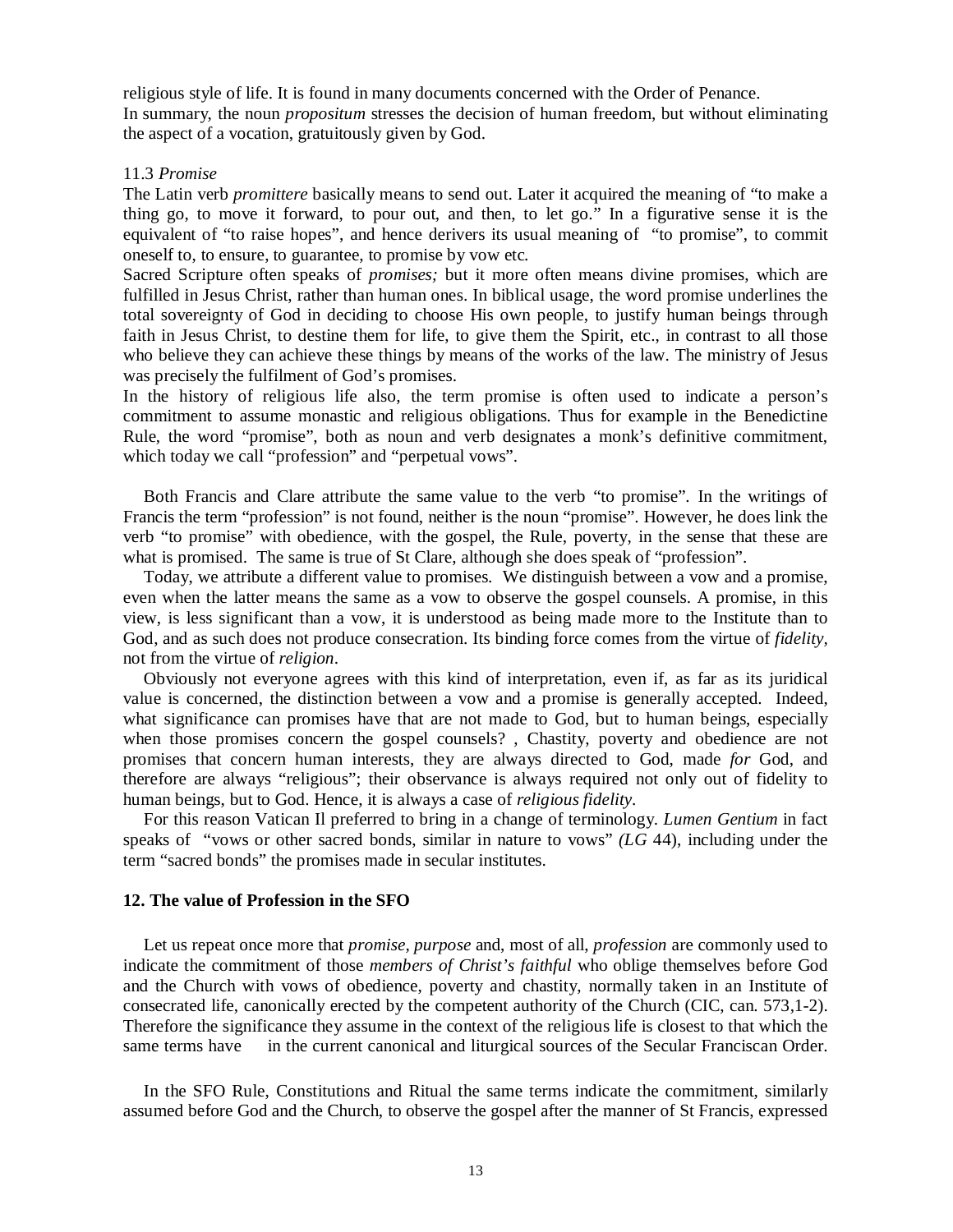religious style of life. It is found in many documents concerned with the Order of Penance.
In summary, the noun *propositum* stresses the decision of human freedom, but without eliminating the aspect of a vocation, gratuitously given by God.

11.3 *Promise*

The Latin verb *promittere* basically means to send out. Later it acquired the meaning of "to make a thing go, to move it forward, to pour out, and then, to let go." In a figurative sense it is the equivalent of "to raise hopes", and hence derivers its usual meaning of "to promise", to commit oneself to, to ensure, to guarantee, to promise by vow etc.
Sacred Scripture often speaks of *promises;* but it more often means divine promises, which are fulfilled in Jesus Christ, rather than human ones. In biblical usage, the word promise underlines the total sovereignty of God in deciding to choose His own people, to justify human beings through faith in Jesus Christ, to destine them for life, to give them the Spirit, etc., in contrast to all those who believe they can achieve these things by means of the works of the law. The ministry of Jesus was precisely the fulfilment of God's promises.
In the history of religious life also, the term promise is often used to indicate a person's commitment to assume monastic and religious obligations. Thus for example in the Benedictine Rule, the word "promise", both as noun and verb designates a monk's definitive commitment, which today we call "profession" and "perpetual vows".

Both Francis and Clare attribute the same value to the verb "to promise". In the writings of Francis the term "profession" is not found, neither is the noun "promise". However, he does link the verb "to promise" with obedience, with the gospel, the Rule, poverty, in the sense that these are what is promised. The same is true of St Clare, although she does speak of "profession".

Today, we attribute a different value to promises. We distinguish between a vow and a promise, even when the latter means the same as a vow to observe the gospel counsels. A promise, in this view, is less significant than a vow, it is understood as being made more to the Institute than to God, and as such does not produce consecration. Its binding force comes from the virtue of *fidelity*, not from the virtue of *religion*.

Obviously not everyone agrees with this kind of interpretation, even if, as far as its juridical value is concerned, the distinction between a vow and a promise is generally accepted. Indeed, what significance can promises have that are not made to God, but to human beings, especially when those promises concern the gospel counsels? , Chastity, poverty and obedience are not promises that concern human interests, they are always directed to God, made *for* God, and therefore are always "religious"; their observance is always required not only out of fidelity to human beings, but to God. Hence, it is always a case of *religious fidelity*.

For this reason Vatican Il preferred to bring in a change of terminology. *Lumen Gentium* in fact speaks of "vows or other sacred bonds, similar in nature to vows" *(LG* 44), including under the term "sacred bonds" the promises made in secular institutes.

**12. The value of Profession in the SFO**

Let us repeat once more that *promise*, *purpose* and, most of all, *profession* are commonly used to indicate the commitment of those *members of Christ's faithful* who oblige themselves before God and the Church with vows of obedience, poverty and chastity, normally taken in an Institute of consecrated life, canonically erected by the competent authority of the Church (CIC, can. 573,1-2). Therefore the significance they assume in the context of the religious life is closest to that which the same terms have in the current canonical and liturgical sources of the Secular Franciscan Order.

In the SFO Rule, Constitutions and Ritual the same terms indicate the commitment, similarly assumed before God and the Church, to observe the gospel after the manner of St Francis, expressed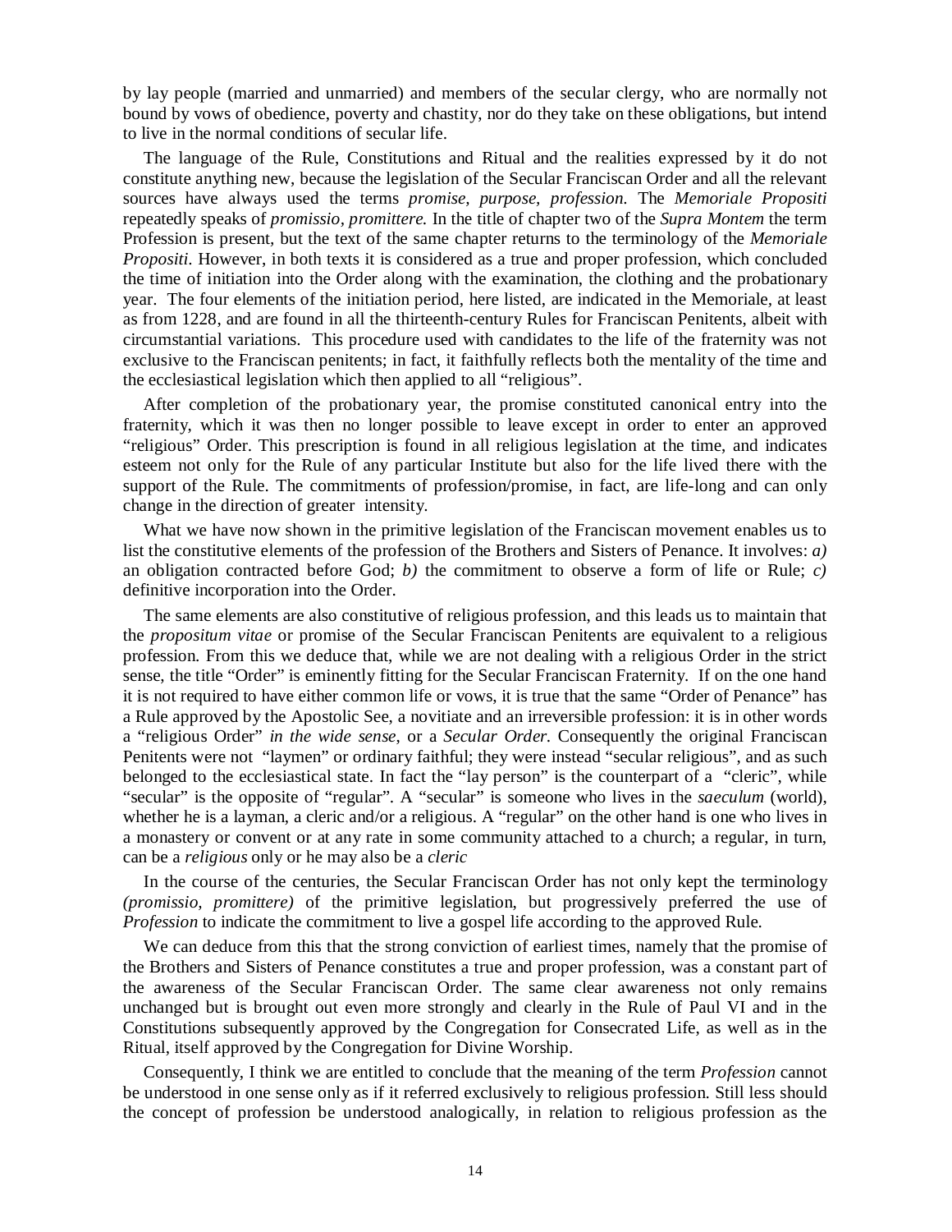by lay people (married and unmarried) and members of the secular clergy, who are normally not bound by vows of obedience, poverty and chastity, nor do they take on these obligations, but intend to live in the normal conditions of secular life.

The language of the Rule, Constitutions and Ritual and the realities expressed by it do not constitute anything new, because the legislation of the Secular Franciscan Order and all the relevant sources have always used the terms *promise, purpose, profession.* The *Memoriale Propositi* repeatedly speaks of *promissio, promittere.* In the title of chapter two of the *Supra Montem* the term Profession is present, but the text of the same chapter returns to the terminology of the *Memoriale Propositi*. However, in both texts it is considered as a true and proper profession, which concluded the time of initiation into the Order along with the examination, the clothing and the probationary year. The four elements of the initiation period, here listed, are indicated in the Memoriale, at least as from 1228, and are found in all the thirteenth-century Rules for Franciscan Penitents, albeit with circumstantial variations. This procedure used with candidates to the life of the fraternity was not exclusive to the Franciscan penitents; in fact, it faithfully reflects both the mentality of the time and the ecclesiastical legislation which then applied to all "religious".

After completion of the probationary year, the promise constituted canonical entry into the fraternity, which it was then no longer possible to leave except in order to enter an approved "religious" Order. This prescription is found in all religious legislation at the time, and indicates esteem not only for the Rule of any particular Institute but also for the life lived there with the support of the Rule. The commitments of profession/promise, in fact, are life-long and can only change in the direction of greater intensity.

What we have now shown in the primitive legislation of the Franciscan movement enables us to list the constitutive elements of the profession of the Brothers and Sisters of Penance. It involves: *a)* an obligation contracted before God; *b)* the commitment to observe a form of life or Rule; *c)* definitive incorporation into the Order.

The same elements are also constitutive of religious profession, and this leads us to maintain that the *propositum vitae* or promise of the Secular Franciscan Penitents are equivalent to a religious profession. From this we deduce that, while we are not dealing with a religious Order in the strict sense, the title "Order" is eminently fitting for the Secular Franciscan Fraternity. If on the one hand it is not required to have either common life or vows, it is true that the same "Order of Penance" has a Rule approved by the Apostolic See, a novitiate and an irreversible profession: it is in other words a "religious Order" *in the wide sense*, or a *Secular Order.* Consequently the original Franciscan Penitents were not "laymen" or ordinary faithful; they were instead "secular religious", and as such belonged to the ecclesiastical state. In fact the "lay person" is the counterpart of a "cleric", while "secular" is the opposite of "regular". A "secular" is someone who lives in the *saeculum* (world), whether he is a layman, a cleric and/or a religious. A "regular" on the other hand is one who lives in a monastery or convent or at any rate in some community attached to a church; a regular, in turn, can be a *religious* only or he may also be a *cleric*

In the course of the centuries, the Secular Franciscan Order has not only kept the terminology *(promissio, promittere)* of the primitive legislation, but progressively preferred the use of *Profession* to indicate the commitment to live a gospel life according to the approved Rule.

We can deduce from this that the strong conviction of earliest times, namely that the promise of the Brothers and Sisters of Penance constitutes a true and proper profession, was a constant part of the awareness of the Secular Franciscan Order. The same clear awareness not only remains unchanged but is brought out even more strongly and clearly in the Rule of Paul VI and in the Constitutions subsequently approved by the Congregation for Consecrated Life, as well as in the Ritual, itself approved by the Congregation for Divine Worship.

Consequently, I think we are entitled to conclude that the meaning of the term *Profession* cannot be understood in one sense only as if it referred exclusively to religious profession. Still less should the concept of profession be understood analogically, in relation to religious profession as the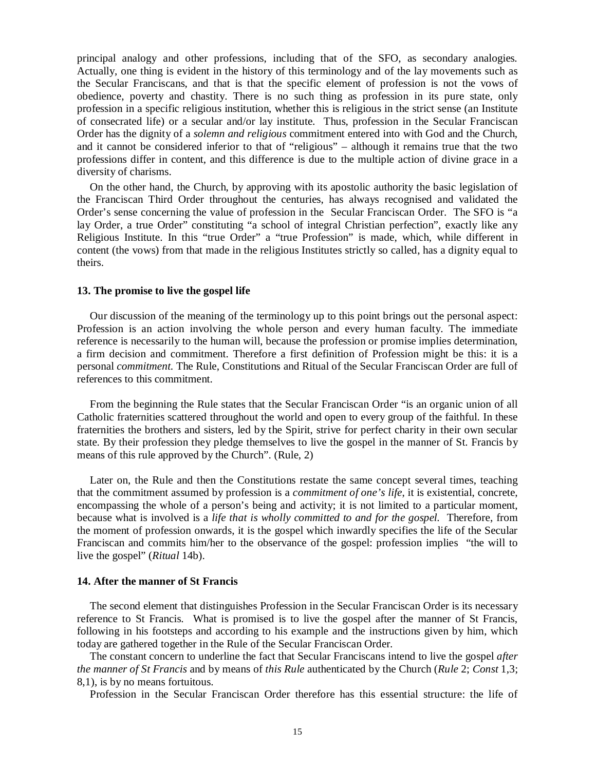principal analogy and other professions, including that of the SFO, as secondary analogies. Actually, one thing is evident in the history of this terminology and of the lay movements such as the Secular Franciscans, and that is that the specific element of profession is not the vows of obedience, poverty and chastity. There is no such thing as profession in its pure state, only profession in a specific religious institution, whether this is religious in the strict sense (an Institute of consecrated life) or a secular and/or lay institute. Thus, profession in the Secular Franciscan Order has the dignity of a *solemn and religious* commitment entered into with God and the Church, and it cannot be considered inferior to that of "religious" – although it remains true that the two professions differ in content, and this difference is due to the multiple action of divine grace in a diversity of charisms.

On the other hand, the Church, by approving with its apostolic authority the basic legislation of the Franciscan Third Order throughout the centuries, has always recognised and validated the Order's sense concerning the value of profession in the Secular Franciscan Order. The SFO is "a lay Order, a true Order" constituting "a school of integral Christian perfection", exactly like any Religious Institute. In this "true Order" a "true Profession" is made, which, while different in content (the vows) from that made in the religious Institutes strictly so called, has a dignity equal to theirs.

### 13. The promise to live the gospel life

Our discussion of the meaning of the terminology up to this point brings out the personal aspect: Profession is an action involving the whole person and every human faculty. The immediate reference is necessarily to the human will, because the profession or promise implies determination, a firm decision and commitment. Therefore a first definition of Profession might be this: it is a personal *commitment.* The Rule, Constitutions and Ritual of the Secular Franciscan Order are full of references to this commitment.

From the beginning the Rule states that the Secular Franciscan Order "is an organic union of all Catholic fraternities scattered throughout the world and open to every group of the faithful. In these fraternities the brothers and sisters, led by the Spirit, strive for perfect charity in their own secular state. By their profession they pledge themselves to live the gospel in the manner of St. Francis by means of this rule approved by the Church". (Rule, 2)

Later on, the Rule and then the Constitutions restate the same concept several times, teaching that the commitment assumed by profession is a *commitment of one's life*, it is existential, concrete, encompassing the whole of a person's being and activity; it is not limited to a particular moment, because what is involved is a *life that is wholly committed to and for the gospel.* Therefore, from the moment of profession onwards, it is the gospel which inwardly specifies the life of the Secular Franciscan and commits him/her to the observance of the gospel: profession implies "the will to live the gospel" (*Ritual* 14b).

### 14. After the manner of St Francis

The second element that distinguishes Profession in the Secular Franciscan Order is its necessary reference to St Francis. What is promised is to live the gospel after the manner of St Francis, following in his footsteps and according to his example and the instructions given by him, which today are gathered together in the Rule of the Secular Franciscan Order.

The constant concern to underline the fact that Secular Franciscans intend to live the gospel *after the manner of St Francis* and by means of *this Rule* authenticated by the Church (*Rule* 2; *Const* 1,3; 8,1), is by no means fortuitous.

Profession in the Secular Franciscan Order therefore has this essential structure: the life of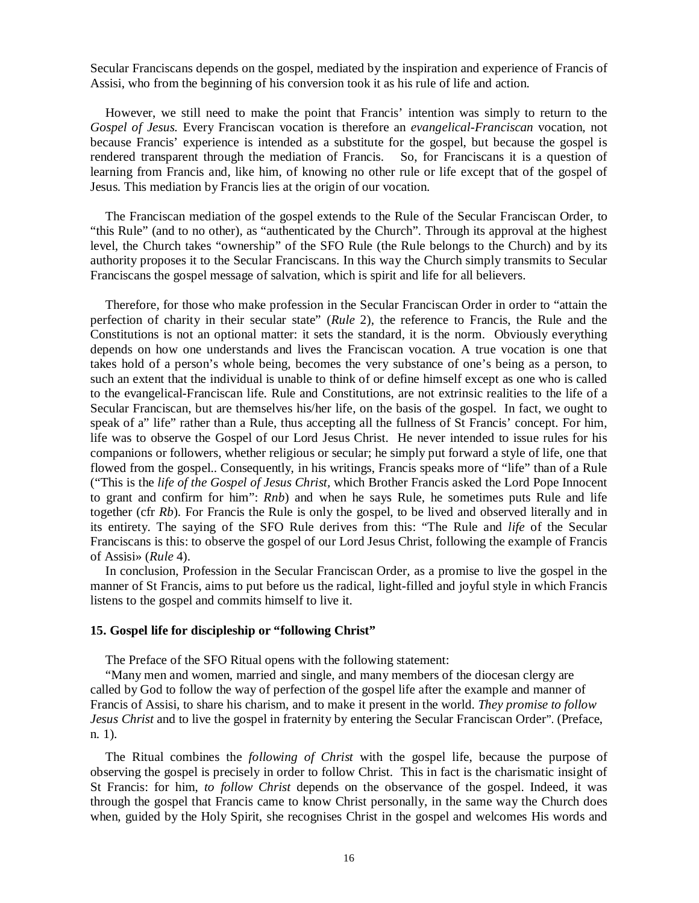Secular Franciscans depends on the gospel, mediated by the inspiration and experience of Francis of Assisi, who from the beginning of his conversion took it as his rule of life and action.

However, we still need to make the point that Francis' intention was simply to return to the *Gospel of Jesus.* Every Franciscan vocation is therefore an *evangelical-Franciscan* vocation, not because Francis' experience is intended as a substitute for the gospel, but because the gospel is rendered transparent through the mediation of Francis. So, for Franciscans it is a question of learning from Francis and, like him, of knowing no other rule or life except that of the gospel of Jesus. This mediation by Francis lies at the origin of our vocation.

The Franciscan mediation of the gospel extends to the Rule of the Secular Franciscan Order, to "this Rule" (and to no other), as "authenticated by the Church". Through its approval at the highest level, the Church takes "ownership" of the SFO Rule (the Rule belongs to the Church) and by its authority proposes it to the Secular Franciscans. In this way the Church simply transmits to Secular Franciscans the gospel message of salvation, which is spirit and life for all believers.

Therefore, for those who make profession in the Secular Franciscan Order in order to "attain the perfection of charity in their secular state" (*Rule* 2), the reference to Francis, the Rule and the Constitutions is not an optional matter: it sets the standard, it is the norm. Obviously everything depends on how one understands and lives the Franciscan vocation. A true vocation is one that takes hold of a person's whole being, becomes the very substance of one's being as a person, to such an extent that the individual is unable to think of or define himself except as one who is called to the evangelical-Franciscan life. Rule and Constitutions, are not extrinsic realities to the life of a Secular Franciscan, but are themselves his/her life, on the basis of the gospel. In fact, we ought to speak of a" life" rather than a Rule, thus accepting all the fullness of St Francis' concept. For him, life was to observe the Gospel of our Lord Jesus Christ. He never intended to issue rules for his companions or followers, whether religious or secular; he simply put forward a style of life, one that flowed from the gospel.. Consequently, in his writings, Francis speaks more of "life" than of a Rule ("This is the *life of the Gospel of Jesus Christ*, which Brother Francis asked the Lord Pope Innocent to grant and confirm for him": *Rnb*) and when he says Rule, he sometimes puts Rule and life together (cfr *Rb*). For Francis the Rule is only the gospel, to be lived and observed literally and in its entirety. The saying of the SFO Rule derives from this: "The Rule and *life* of the Secular Franciscans is this: to observe the gospel of our Lord Jesus Christ, following the example of Francis of Assisi» (*Rule* 4).

In conclusion, Profession in the Secular Franciscan Order, as a promise to live the gospel in the manner of St Francis, aims to put before us the radical, light-filled and joyful style in which Francis listens to the gospel and commits himself to live it.

### 15. Gospel life for discipleship or "following Christ"

The Preface of the SFO Ritual opens with the following statement:

"Many men and women, married and single, and many members of the diocesan clergy are called by God to follow the way of perfection of the gospel life after the example and manner of Francis of Assisi, to share his charism, and to make it present in the world. *They promise to follow Jesus Christ* and to live the gospel in fraternity by entering the Secular Franciscan Order". (Preface, n. 1).

The Ritual combines the *following of Christ* with the gospel life, because the purpose of observing the gospel is precisely in order to follow Christ. This in fact is the charismatic insight of St Francis: for him, *to follow Christ* depends on the observance of the gospel. Indeed, it was through the gospel that Francis came to know Christ personally, in the same way the Church does when, guided by the Holy Spirit, she recognises Christ in the gospel and welcomes His words and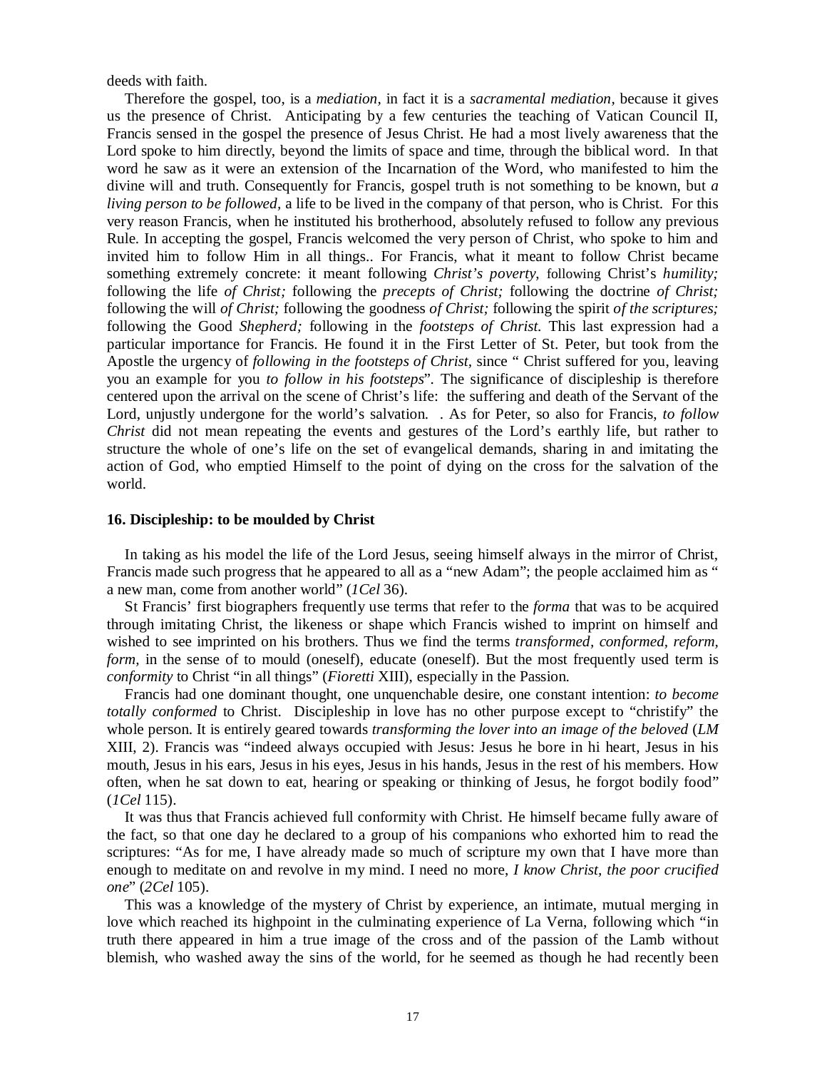deeds with faith.

Therefore the gospel, too, is a *mediation,* in fact it is a *sacramental mediation,* because it gives us the presence of Christ. Anticipating by a few centuries the teaching of Vatican Council II, Francis sensed in the gospel the presence of Jesus Christ. He had a most lively awareness that the Lord spoke to him directly, beyond the limits of space and time, through the biblical word. In that word he saw as it were an extension of the Incarnation of the Word, who manifested to him the divine will and truth. Consequently for Francis, gospel truth is not something to be known, but *a living person to be followed,* a life to be lived in the company of that person, who is Christ. For this very reason Francis, when he instituted his brotherhood, absolutely refused to follow any previous Rule. In accepting the gospel, Francis welcomed the very person of Christ, who spoke to him and invited him to follow Him in all things.. For Francis, what it meant to follow Christ became something extremely concrete: it meant following *Christ's poverty*, following Christ's *humility;* following the life *of Christ;* following the *precepts of Christ;* following the doctrine *of Christ;* following the will *of Christ;* following the goodness *of Christ;* following the spirit *of the scriptures;* following the Good *Shepherd;* following in the *footsteps of Christ.* This last expression had a particular importance for Francis. He found it in the First Letter of St. Peter, but took from the Apostle the urgency of *following in the footsteps of Christ,* since " Christ suffered for you, leaving you an example for you *to follow in his footsteps*". The significance of discipleship is therefore centered upon the arrival on the scene of Christ's life: the suffering and death of the Servant of the Lord, unjustly undergone for the world's salvation. . As for Peter, so also for Francis, *to follow Christ* did not mean repeating the events and gestures of the Lord's earthly life, but rather to structure the whole of one's life on the set of evangelical demands, sharing in and imitating the action of God, who emptied Himself to the point of dying on the cross for the salvation of the world.

### 16. Discipleship: to be moulded by Christ

In taking as his model the life of the Lord Jesus, seeing himself always in the mirror of Christ, Francis made such progress that he appeared to all as a "new Adam"; the people acclaimed him as " a new man, come from another world" (*1Cel* 36).

St Francis' first biographers frequently use terms that refer to the *forma* that was to be acquired through imitating Christ, the likeness or shape which Francis wished to imprint on himself and wished to see imprinted on his brothers. Thus we find the terms *transformed, conformed, reform, form,* in the sense of to mould (oneself), educate (oneself). But the most frequently used term is *conformity* to Christ "in all things" (*Fioretti* XIII), especially in the Passion.

Francis had one dominant thought, one unquenchable desire, one constant intention: *to become totally conformed* to Christ. Discipleship in love has no other purpose except to "christify" the whole person. It is entirely geared towards *transforming the lover into an image of the beloved* (*LM* XIII, 2). Francis was "indeed always occupied with Jesus: Jesus he bore in hi heart, Jesus in his mouth, Jesus in his ears, Jesus in his eyes, Jesus in his hands, Jesus in the rest of his members. How often, when he sat down to eat, hearing or speaking or thinking of Jesus, he forgot bodily food" (*1Cel* 115).

It was thus that Francis achieved full conformity with Christ. He himself became fully aware of the fact, so that one day he declared to a group of his companions who exhorted him to read the scriptures: "As for me, I have already made so much of scripture my own that I have more than enough to meditate on and revolve in my mind. I need no more, *I know Christ, the poor crucified one*" (*2Cel* 105).

This was a knowledge of the mystery of Christ by experience, an intimate, mutual merging in love which reached its highpoint in the culminating experience of La Verna, following which "in truth there appeared in him a true image of the cross and of the passion of the Lamb without blemish, who washed away the sins of the world, for he seemed as though he had recently been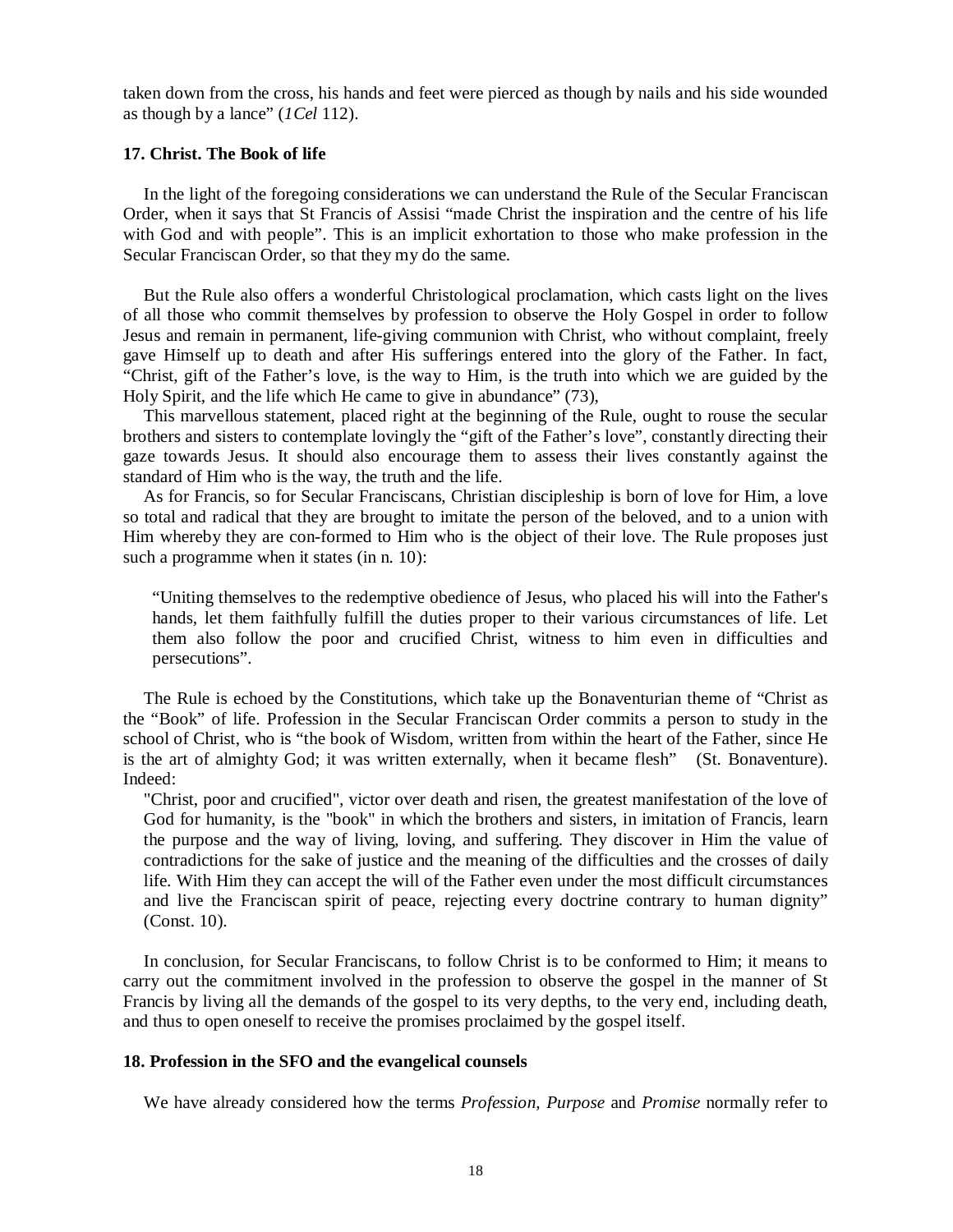taken down from the cross, his hands and feet were pierced as though by nails and his side wounded as though by a lance" (*1Cel* 112).

**17. Christ. The Book of life**

In the light of the foregoing considerations we can understand the Rule of the Secular Franciscan Order, when it says that St Francis of Assisi "made Christ the inspiration and the centre of his life with God and with people". This is an implicit exhortation to those who make profession in the Secular Franciscan Order, so that they my do the same.

But the Rule also offers a wonderful Christological proclamation, which casts light on the lives of all those who commit themselves by profession to observe the Holy Gospel in order to follow Jesus and remain in permanent, life-giving communion with Christ, who without complaint, freely gave Himself up to death and after His sufferings entered into the glory of the Father. In fact, "Christ, gift of the Father's love, is the way to Him, is the truth into which we are guided by the Holy Spirit, and the life which He came to give in abundance" (73),

This marvellous statement, placed right at the beginning of the Rule, ought to rouse the secular brothers and sisters to contemplate lovingly the "gift of the Father's love", constantly directing their gaze towards Jesus. It should also encourage them to assess their lives constantly against the standard of Him who is the way, the truth and the life.

As for Francis, so for Secular Franciscans, Christian discipleship is born of love for Him, a love so total and radical that they are brought to imitate the person of the beloved, and to a union with Him whereby they are con-formed to Him who is the object of their love. The Rule proposes just such a programme when it states (in n. 10):

> "Uniting themselves to the redemptive obedience of Jesus, who placed his will into the Father's hands, let them faithfully fulfill the duties proper to their various circumstances of life. Let them also follow the poor and crucified Christ, witness to him even in difficulties and persecutions".

The Rule is echoed by the Constitutions, which take up the Bonaventurian theme of "Christ as the "Book" of life. Profession in the Secular Franciscan Order commits a person to study in the school of Christ, who is "the book of Wisdom, written from within the heart of the Father, since He is the art of almighty God; it was written externally, when it became flesh" (St. Bonaventure). Indeed:

> "Christ, poor and crucified", victor over death and risen, the greatest manifestation of the love of God for humanity, is the "book" in which the brothers and sisters, in imitation of Francis, learn the purpose and the way of living, loving, and suffering. They discover in Him the value of contradictions for the sake of justice and the meaning of the difficulties and the crosses of daily life. With Him they can accept the will of the Father even under the most difficult circumstances and live the Franciscan spirit of peace, rejecting every doctrine contrary to human dignity" (Const. 10).

In conclusion, for Secular Franciscans, to follow Christ is to be conformed to Him; it means to carry out the commitment involved in the profession to observe the gospel in the manner of St Francis by living all the demands of the gospel to its very depths, to the very end, including death, and thus to open oneself to receive the promises proclaimed by the gospel itself.

**18. Profession in the SFO and the evangelical counsels**

We have already considered how the terms *Profession, Purpose* and *Promise* normally refer to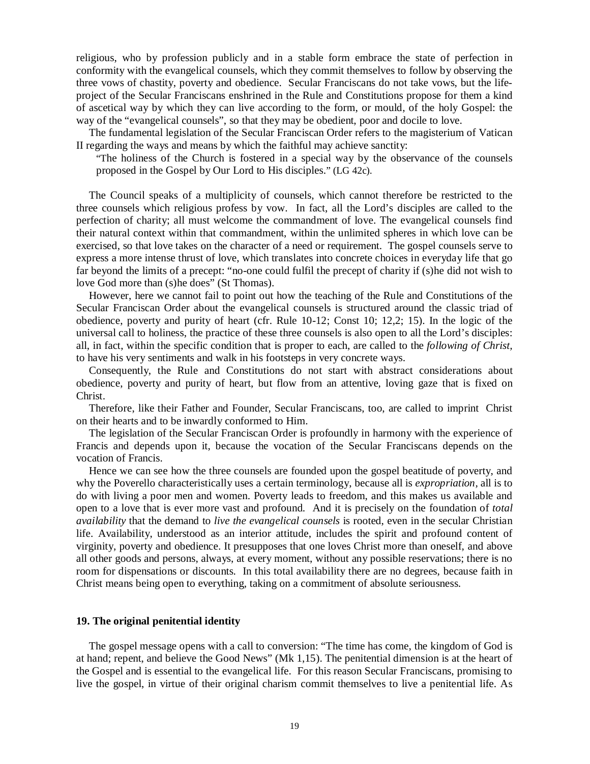religious, who by profession publicly and in a stable form embrace the state of perfection in conformity with the evangelical counsels, which they commit themselves to follow by observing the three vows of chastity, poverty and obedience. Secular Franciscans do not take vows, but the life-project of the Secular Franciscans enshrined in the Rule and Constitutions propose for them a kind of ascetical way by which they can live according to the form, or mould, of the holy Gospel: the way of the "evangelical counsels", so that they may be obedient, poor and docile to love.

The fundamental legislation of the Secular Franciscan Order refers to the magisterium of Vatican II regarding the ways and means by which the faithful may achieve sanctity:

> "The holiness of the Church is fostered in a special way by the observance of the counsels proposed in the Gospel by Our Lord to His disciples." (LG 42c).

The Council speaks of a multiplicity of counsels, which cannot therefore be restricted to the three counsels which religious profess by vow. In fact, all the Lord's disciples are called to the perfection of charity; all must welcome the commandment of love. The evangelical counsels find their natural context within that commandment, within the unlimited spheres in which love can be exercised, so that love takes on the character of a need or requirement. The gospel counsels serve to express a more intense thrust of love, which translates into concrete choices in everyday life that go far beyond the limits of a precept: "no-one could fulfil the precept of charity if (s)he did not wish to love God more than (s)he does" (St Thomas).

However, here we cannot fail to point out how the teaching of the Rule and Constitutions of the Secular Franciscan Order about the evangelical counsels is structured around the classic triad of obedience, poverty and purity of heart (cfr. Rule 10-12; Const 10; 12,2; 15). In the logic of the universal call to holiness, the practice of these three counsels is also open to all the Lord's disciples: all, in fact, within the specific condition that is proper to each, are called to the *following of Christ*, to have his very sentiments and walk in his footsteps in very concrete ways.

Consequently, the Rule and Constitutions do not start with abstract considerations about obedience, poverty and purity of heart, but flow from an attentive, loving gaze that is fixed on Christ.

Therefore, like their Father and Founder, Secular Franciscans, too, are called to imprint Christ on their hearts and to be inwardly conformed to Him.

The legislation of the Secular Franciscan Order is profoundly in harmony with the experience of Francis and depends upon it, because the vocation of the Secular Franciscans depends on the vocation of Francis.

Hence we can see how the three counsels are founded upon the gospel beatitude of poverty, and why the Poverello characteristically uses a certain terminology, because all is *expropriation*, all is to do with living a poor men and women. Poverty leads to freedom, and this makes us available and open to a love that is ever more vast and profound. And it is precisely on the foundation of *total availability* that the demand to *live the evangelical counsels* is rooted, even in the secular Christian life. Availability, understood as an interior attitude, includes the spirit and profound content of virginity, poverty and obedience. It presupposes that one loves Christ more than oneself, and above all other goods and persons, always, at every moment, without any possible reservations; there is no room for dispensations or discounts. In this total availability there are no degrees, because faith in Christ means being open to everything, taking on a commitment of absolute seriousness.

### 19. The original penitential identity

The gospel message opens with a call to conversion: "The time has come, the kingdom of God is at hand; repent, and believe the Good News" (Mk 1,15). The penitential dimension is at the heart of the Gospel and is essential to the evangelical life. For this reason Secular Franciscans, promising to live the gospel, in virtue of their original charism commit themselves to live a penitential life. As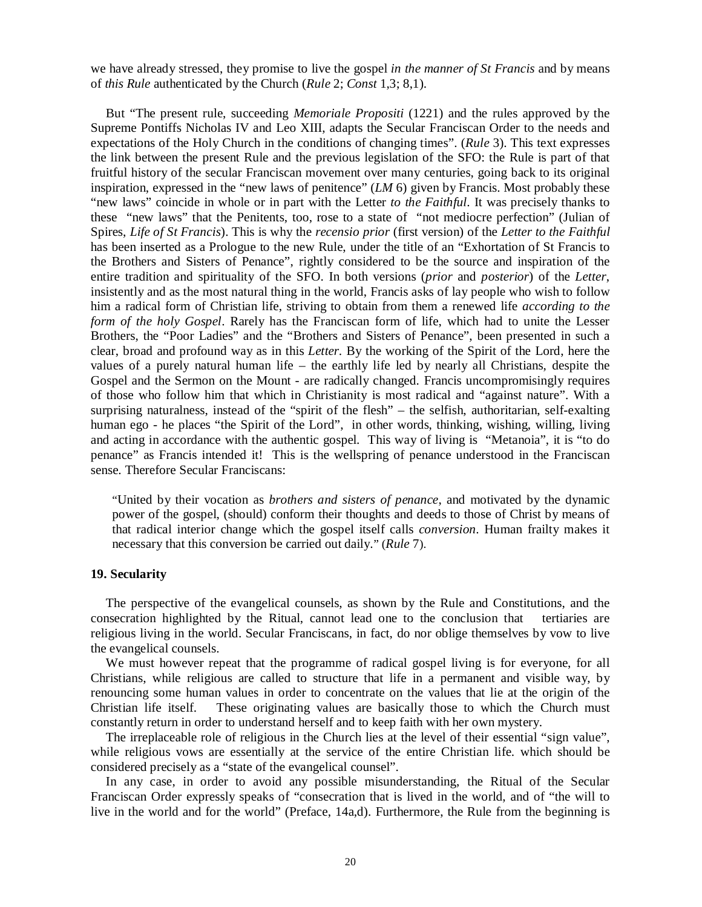we have already stressed, they promise to live the gospel *in the manner of St Francis* and by means of *this Rule* authenticated by the Church (*Rule* 2; *Const* 1,3; 8,1).

But "The present rule, succeeding *Memoriale Propositi* (1221) and the rules approved by the Supreme Pontiffs Nicholas IV and Leo XIII, adapts the Secular Franciscan Order to the needs and expectations of the Holy Church in the conditions of changing times". (*Rule* 3). This text expresses the link between the present Rule and the previous legislation of the SFO: the Rule is part of that fruitful history of the secular Franciscan movement over many centuries, going back to its original inspiration, expressed in the "new laws of penitence" (*LM* 6) given by Francis. Most probably these "new laws" coincide in whole or in part with the Letter *to the Faithful*. It was precisely thanks to these "new laws" that the Penitents, too, rose to a state of "not mediocre perfection" (Julian of Spires, *Life of St Francis*). This is why the *recensio prior* (first version) of the *Letter to the Faithful* has been inserted as a Prologue to the new Rule, under the title of an "Exhortation of St Francis to the Brothers and Sisters of Penance", rightly considered to be the source and inspiration of the entire tradition and spirituality of the SFO. In both versions (*prior* and *posterior*) of the *Letter*, insistently and as the most natural thing in the world, Francis asks of lay people who wish to follow him a radical form of Christian life, striving to obtain from them a renewed life *according to the form of the holy Gospel*. Rarely has the Franciscan form of life, which had to unite the Lesser Brothers, the "Poor Ladies" and the "Brothers and Sisters of Penance", been presented in such a clear, broad and profound way as in this *Letter.* By the working of the Spirit of the Lord, here the values of a purely natural human life – the earthly life led by nearly all Christians, despite the Gospel and the Sermon on the Mount - are radically changed. Francis uncompromisingly requires of those who follow him that which in Christianity is most radical and "against nature". With a surprising naturalness, instead of the "spirit of the flesh" – the selfish, authoritarian, self-exalting human ego - he places "the Spirit of the Lord", in other words, thinking, wishing, willing, living and acting in accordance with the authentic gospel. This way of living is "Metanoia", it is "to do penance" as Francis intended it! This is the wellspring of penance understood in the Franciscan sense. Therefore Secular Franciscans:

> "United by their vocation as *brothers and sisters of penance*, and motivated by the dynamic power of the gospel, (should) conform their thoughts and deeds to those of Christ by means of that radical interior change which the gospel itself calls *conversion*. Human frailty makes it necessary that this conversion be carried out daily." (*Rule* 7).

### 19. Secularity

The perspective of the evangelical counsels, as shown by the Rule and Constitutions, and the consecration highlighted by the Ritual, cannot lead one to the conclusion that tertiaries are religious living in the world. Secular Franciscans, in fact, do nor oblige themselves by vow to live the evangelical counsels.

We must however repeat that the programme of radical gospel living is for everyone, for all Christians, while religious are called to structure that life in a permanent and visible way, by renouncing some human values in order to concentrate on the values that lie at the origin of the Christian life itself. These originating values are basically those to which the Church must constantly return in order to understand herself and to keep faith with her own mystery.

The irreplaceable role of religious in the Church lies at the level of their essential "sign value", while religious vows are essentially at the service of the entire Christian life. which should be considered precisely as a "state of the evangelical counsel".

In any case, in order to avoid any possible misunderstanding, the Ritual of the Secular Franciscan Order expressly speaks of "consecration that is lived in the world, and of "the will to live in the world and for the world" (Preface, 14a,d). Furthermore, the Rule from the beginning is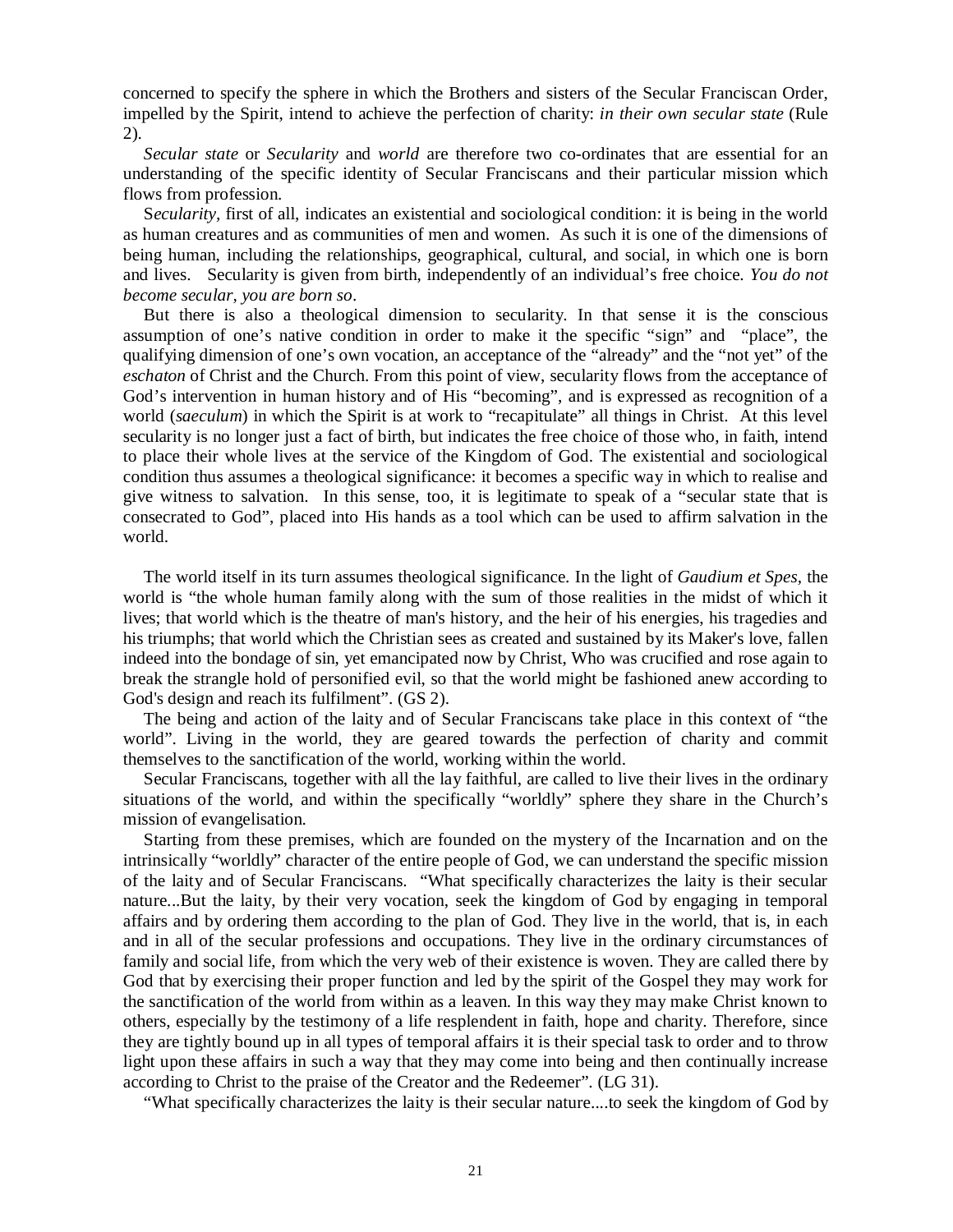concerned to specify the sphere in which the Brothers and sisters of the Secular Franciscan Order, impelled by the Spirit, intend to achieve the perfection of charity: *in their own secular state* (Rule 2).

*Secular state* or *Secularity* and *world* are therefore two co-ordinates that are essential for an understanding of the specific identity of Secular Franciscans and their particular mission which flows from profession.

S*ecularity*, first of all, indicates an existential and sociological condition: it is being in the world as human creatures and as communities of men and women. As such it is one of the dimensions of being human, including the relationships, geographical, cultural, and social, in which one is born and lives. Secularity is given from birth, independently of an individual's free choice. *You do not become secular, you are born so*.

But there is also a theological dimension to secularity. In that sense it is the conscious assumption of one's native condition in order to make it the specific "sign" and "place", the qualifying dimension of one's own vocation, an acceptance of the "already" and the "not yet" of the *eschaton* of Christ and the Church. From this point of view, secularity flows from the acceptance of God's intervention in human history and of His "becoming", and is expressed as recognition of a world (*saeculum*) in which the Spirit is at work to "recapitulate" all things in Christ. At this level secularity is no longer just a fact of birth, but indicates the free choice of those who, in faith, intend to place their whole lives at the service of the Kingdom of God. The existential and sociological condition thus assumes a theological significance: it becomes a specific way in which to realise and give witness to salvation. In this sense, too, it is legitimate to speak of a "secular state that is consecrated to God", placed into His hands as a tool which can be used to affirm salvation in the world.

The world itself in its turn assumes theological significance. In the light of *Gaudium et Spes*, the world is "the whole human family along with the sum of those realities in the midst of which it lives; that world which is the theatre of man's history, and the heir of his energies, his tragedies and his triumphs; that world which the Christian sees as created and sustained by its Maker's love, fallen indeed into the bondage of sin, yet emancipated now by Christ, Who was crucified and rose again to break the strangle hold of personified evil, so that the world might be fashioned anew according to God's design and reach its fulfilment". (GS 2).

The being and action of the laity and of Secular Franciscans take place in this context of "the world". Living in the world, they are geared towards the perfection of charity and commit themselves to the sanctification of the world, working within the world.

Secular Franciscans, together with all the lay faithful, are called to live their lives in the ordinary situations of the world, and within the specifically "worldly" sphere they share in the Church's mission of evangelisation.

Starting from these premises, which are founded on the mystery of the Incarnation and on the intrinsically "worldly" character of the entire people of God, we can understand the specific mission of the laity and of Secular Franciscans. "What specifically characterizes the laity is their secular nature...But the laity, by their very vocation, seek the kingdom of God by engaging in temporal affairs and by ordering them according to the plan of God. They live in the world, that is, in each and in all of the secular professions and occupations. They live in the ordinary circumstances of family and social life, from which the very web of their existence is woven. They are called there by God that by exercising their proper function and led by the spirit of the Gospel they may work for the sanctification of the world from within as a leaven. In this way they may make Christ known to others, especially by the testimony of a life resplendent in faith, hope and charity. Therefore, since they are tightly bound up in all types of temporal affairs it is their special task to order and to throw light upon these affairs in such a way that they may come into being and then continually increase according to Christ to the praise of the Creator and the Redeemer". (LG 31).

"What specifically characterizes the laity is their secular nature....to seek the kingdom of God by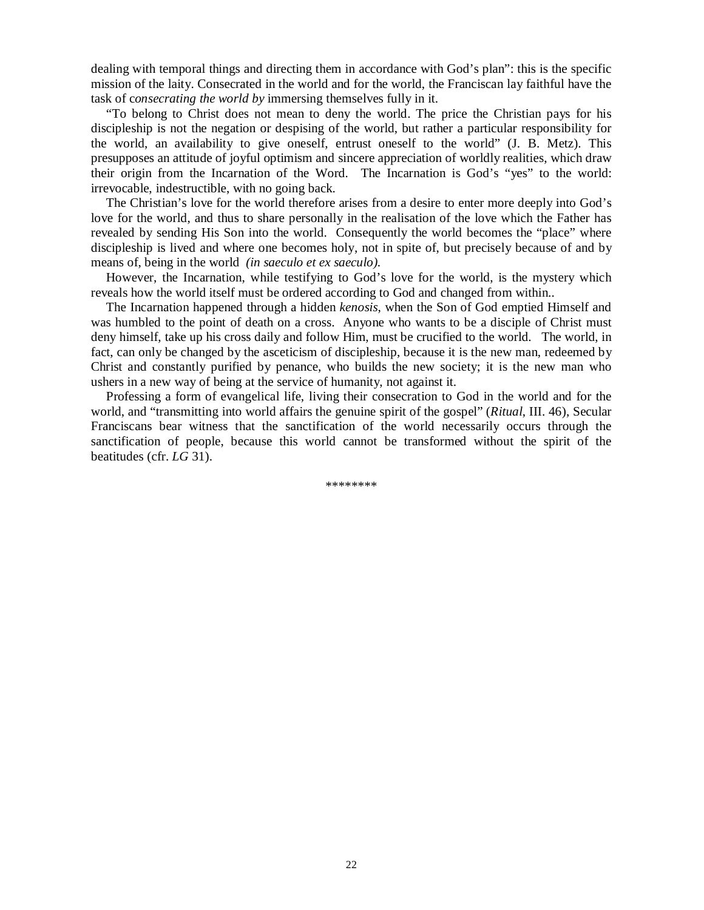dealing with temporal things and directing them in accordance with God's plan": this is the specific mission of the laity. Consecrated in the world and for the world, the Franciscan lay faithful have the task of c*onsecrating the world by* immersing themselves fully in it.

"To belong to Christ does not mean to deny the world. The price the Christian pays for his discipleship is not the negation or despising of the world, but rather a particular responsibility for the world, an availability to give oneself, entrust oneself to the world" (J. B. Metz). This presupposes an attitude of joyful optimism and sincere appreciation of worldly realities, which draw their origin from the Incarnation of the Word. The Incarnation is God's "yes" to the world: irrevocable, indestructible, with no going back.

The Christian's love for the world therefore arises from a desire to enter more deeply into God's love for the world, and thus to share personally in the realisation of the love which the Father has revealed by sending His Son into the world. Consequently the world becomes the "place" where discipleship is lived and where one becomes holy, not in spite of, but precisely because of and by means of, being in the world *(in saeculo et ex saeculo).*

However, the Incarnation, while testifying to God's love for the world, is the mystery which reveals how the world itself must be ordered according to God and changed from within..

The Incarnation happened through a hidden *kenosis*, when the Son of God emptied Himself and was humbled to the point of death on a cross. Anyone who wants to be a disciple of Christ must deny himself, take up his cross daily and follow Him, must be crucified to the world. The world, in fact, can only be changed by the asceticism of discipleship, because it is the new man, redeemed by Christ and constantly purified by penance, who builds the new society; it is the new man who ushers in a new way of being at the service of humanity, not against it.

Professing a form of evangelical life, living their consecration to God in the world and for the world, and "transmitting into world affairs the genuine spirit of the gospel" (*Ritual*, III. 46), Secular Franciscans bear witness that the sanctification of the world necessarily occurs through the sanctification of people, because this world cannot be transformed without the spirit of the beatitudes (cfr. *LG* 31).

********